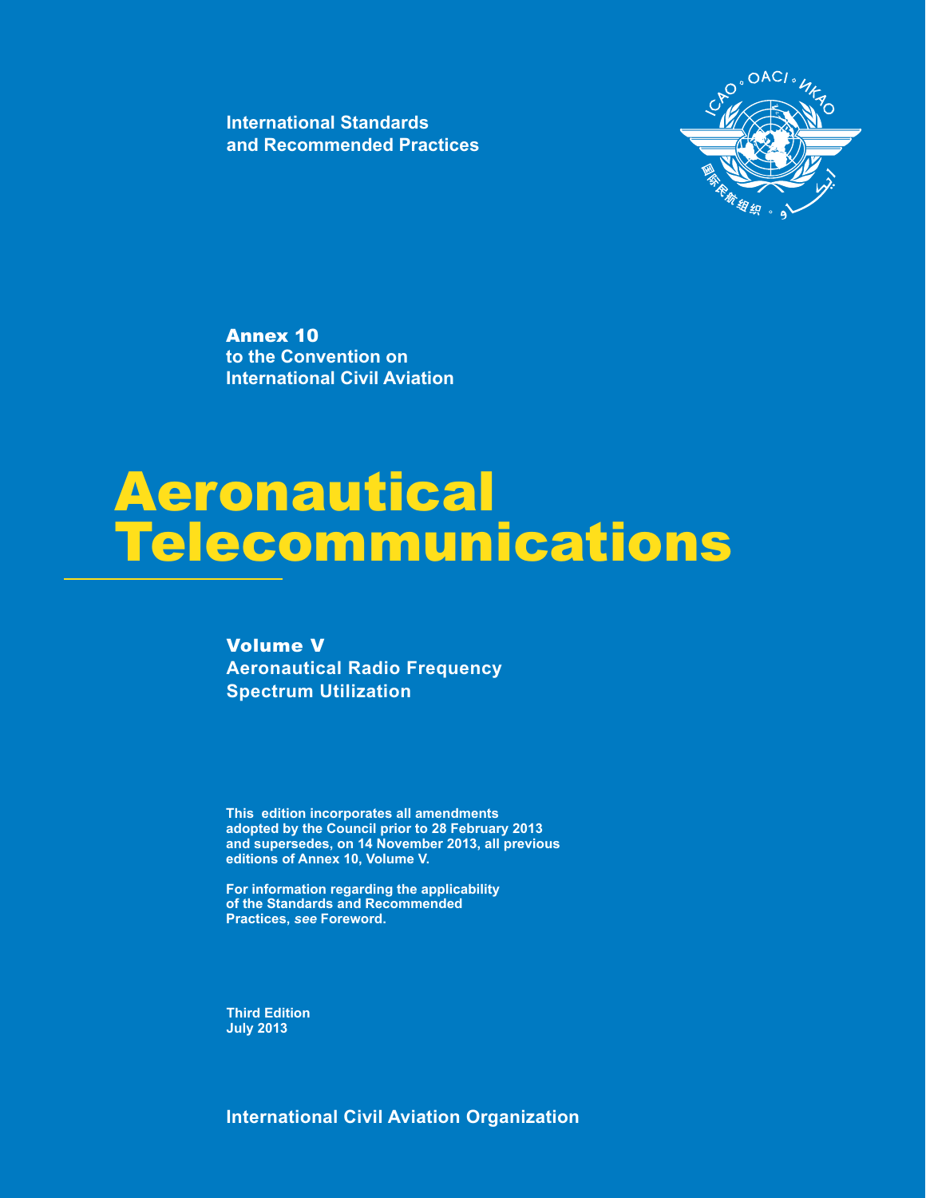International Standards
and Recommended Practices

Annex 10
to the Convention on
International Civil Aviation

# Aeronautical Telecommunications

## Volume V
## Aeronautical Radio Frequency Spectrum Utilization

**This edition incorporates all amendments adopted by the Council prior to 28 February 2013 and supersedes, on 14 November 2013, all previous editions of Annex 10, Volume V.**

**For information regarding the applicability of the Standards and Recommended Practices, *see* Foreword.**

**Third Edition**
**July 2013**

**International Civil Aviation Organization**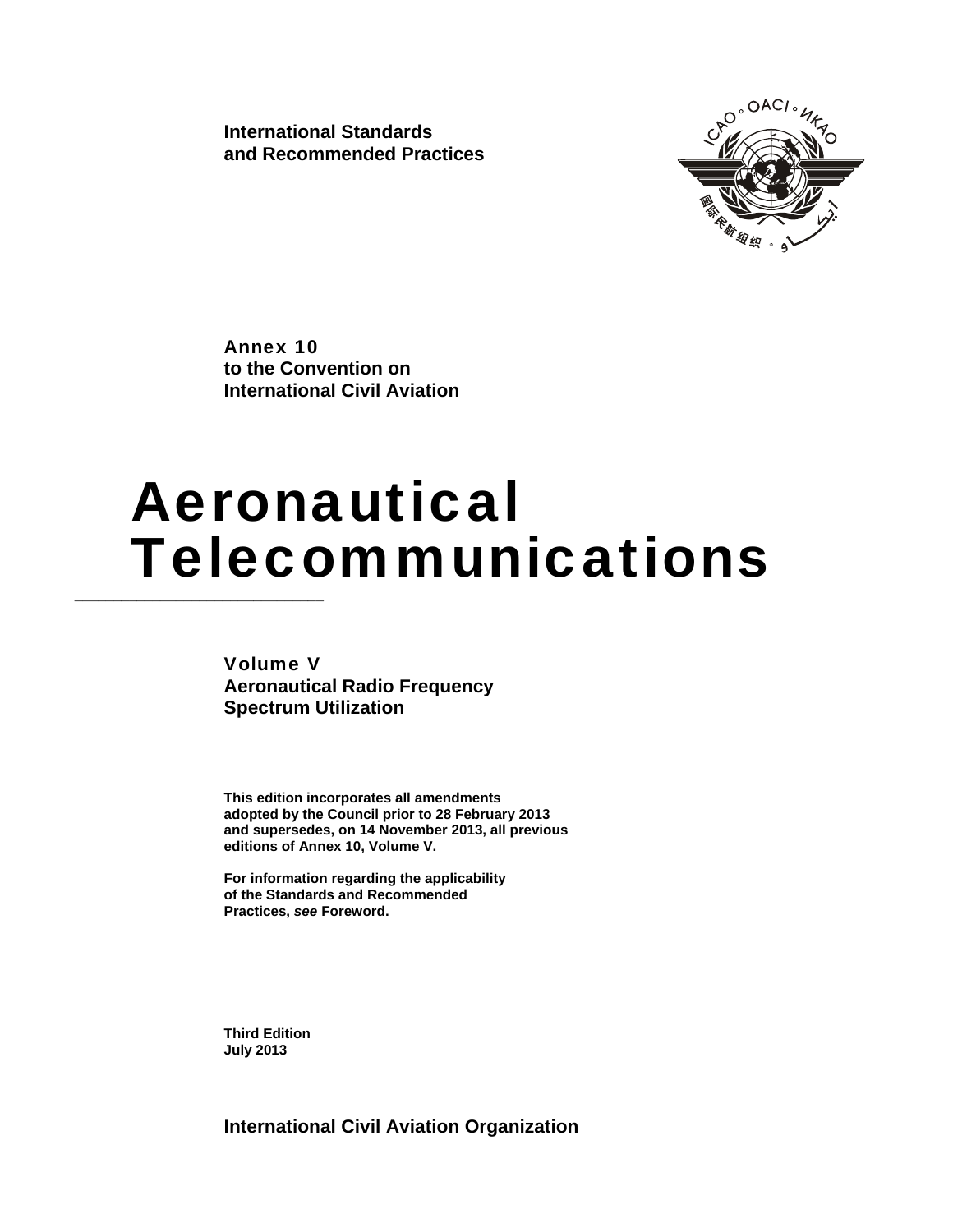International Standards
and Recommended Practices

**Annex 10**
**to the Convention on**
**International Civil Aviation**

# Aeronautical Telecommunications

**Volume V**
**Aeronautical Radio Frequency**
**Spectrum Utilization**

**This edition incorporates all amendments adopted by the Council prior to 28 February 2013 and supersedes, on 14 November 2013, all previous editions of Annex 10, Volume V.**

**For information regarding the applicability of the Standards and Recommended Practices,** ***see*** **Foreword.**

**Third Edition**
**July 2013**

**International Civil Aviation Organization**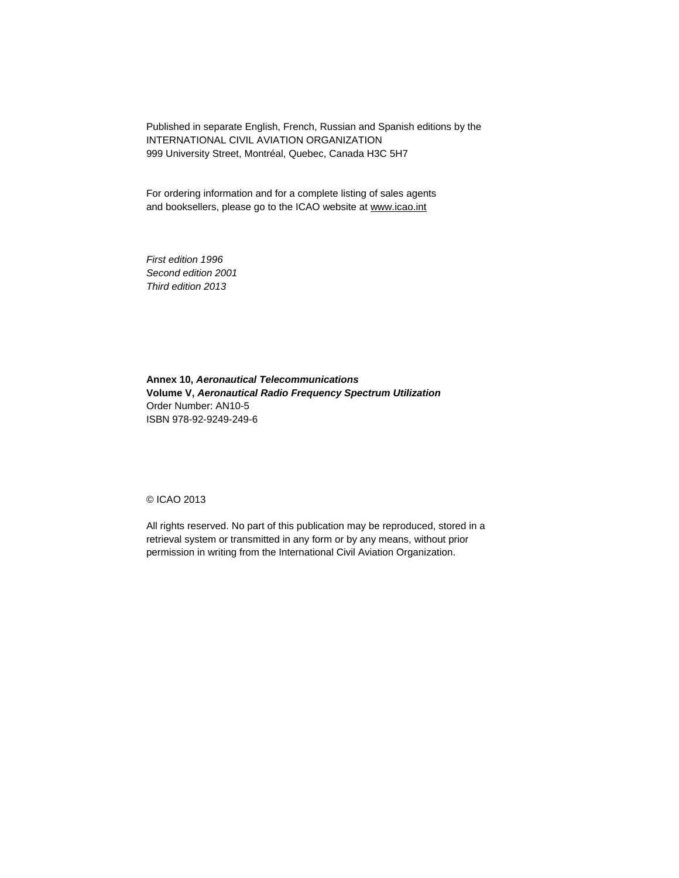Published in separate English, French, Russian and Spanish editions by the
INTERNATIONAL CIVIL AVIATION ORGANIZATION
999 University Street, Montréal, Quebec, Canada H3C 5H7

For ordering information and for a complete listing of sales agents
and booksellers, please go to the ICAO website at www.icao.int

*First edition 1996*
*Second edition 2001*
*Third edition 2013*

**Annex 10, *Aeronautical Telecommunications***
**Volume V, *Aeronautical Radio Frequency Spectrum Utilization***
Order Number: AN10-5
ISBN 978-92-9249-249-6

© ICAO 2013

All rights reserved. No part of this publication may be reproduced, stored in a retrieval system or transmitted in any form or by any means, without prior permission in writing from the International Civil Aviation Organization.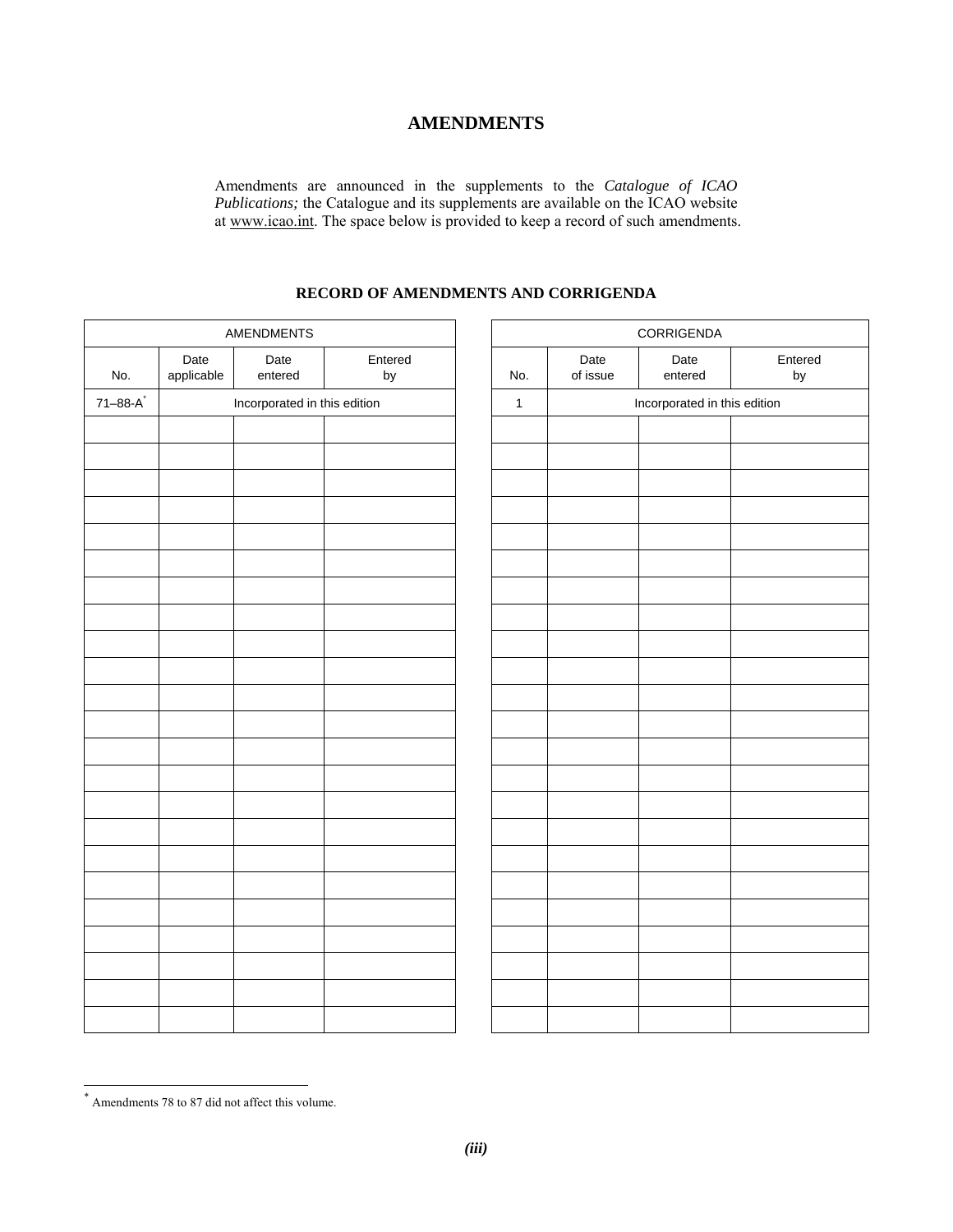# AMENDMENTS

Amendments are announced in the supplements to the *Catalogue of ICAO Publications;* the Catalogue and its supplements are available on the ICAO website at www.icao.int. The space below is provided to keep a record of such amendments.

## RECORD OF AMENDMENTS AND CORRIGENDA

| AMENDMENTS | | | |
|---|---|---|---|
| No. | Date applicable | Date entered | Entered by |
| 71–88-A* | Incorporated in this edition | | |
| | | | |
| | | | |
| | | | |
| | | | |
| | | | |
| | | | |
| | | | |
| | | | |
| | | | |
| | | | |
| | | | |
| | | | |
| | | | |
| | | | |
| | | | |
| | | | |
| | | | |
| | | | |
| | | | |
| | | | |
| | | | |
| | | | |

| CORRIGENDA | | | |
|---|---|---|---|
| No. | Date of issue | Date entered | Entered by |
| 1 | Incorporated in this edition | | |
| | | | |
| | | | |
| | | | |
| | | | |
| | | | |
| | | | |
| | | | |
| | | | |
| | | | |
| | | | |
| | | | |
| | | | |
| | | | |
| | | | |
| | | | |
| | | | |
| | | | |
| | | | |
| | | | |
| | | | |
| | | | |
| | | | |

\* Amendments 78 to 87 did not affect this volume.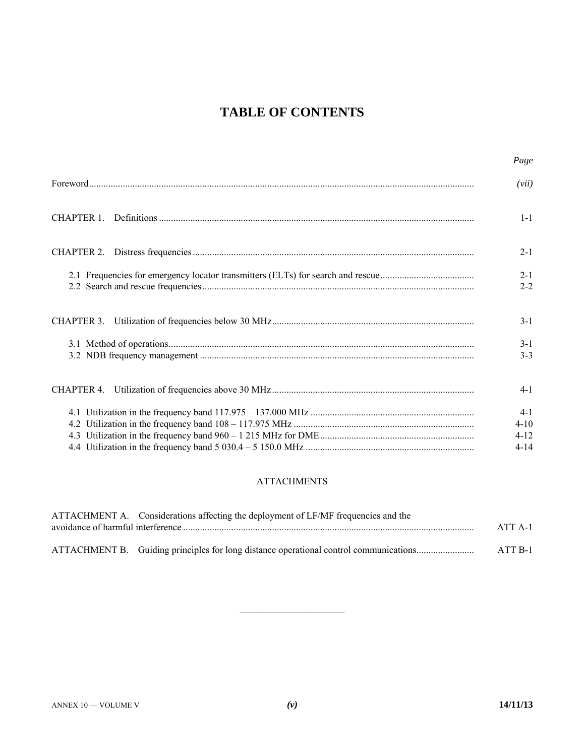# TABLE OF CONTENTS

| | Page |
|---|---|
| Foreword | *(vii)* |
| CHAPTER 1. Definitions | 1-1 |
| CHAPTER 2. Distress frequencies | 2-1 |
| 2.1 Frequencies for emergency locator transmitters (ELTs) for search and rescue | 2-1 |
| 2.2 Search and rescue frequencies | 2-2 |
| CHAPTER 3. Utilization of frequencies below 30 MHz | 3-1 |
| 3.1 Method of operations | 3-1 |
| 3.2 NDB frequency management | 3-3 |
| CHAPTER 4. Utilization of frequencies above 30 MHz | 4-1 |
| 4.1 Utilization in the frequency band 117.975 – 137.000 MHz | 4-1 |
| 4.2 Utilization in the frequency band 108 – 117.975 MHz | 4-10 |
| 4.3 Utilization in the frequency band 960 – 1 215 MHz for DME | 4-12 |
| 4.4 Utilization in the frequency band 5 030.4 – 5 150.0 MHz | 4-14 |

ATTACHMENTS

| | |
|---|---|
| ATTACHMENT A. Considerations affecting the deployment of LF/MF frequencies and the avoidance of harmful interference | ATT A-1 |
| ATTACHMENT B. Guiding principles for long distance operational control communications | ATT B-1 |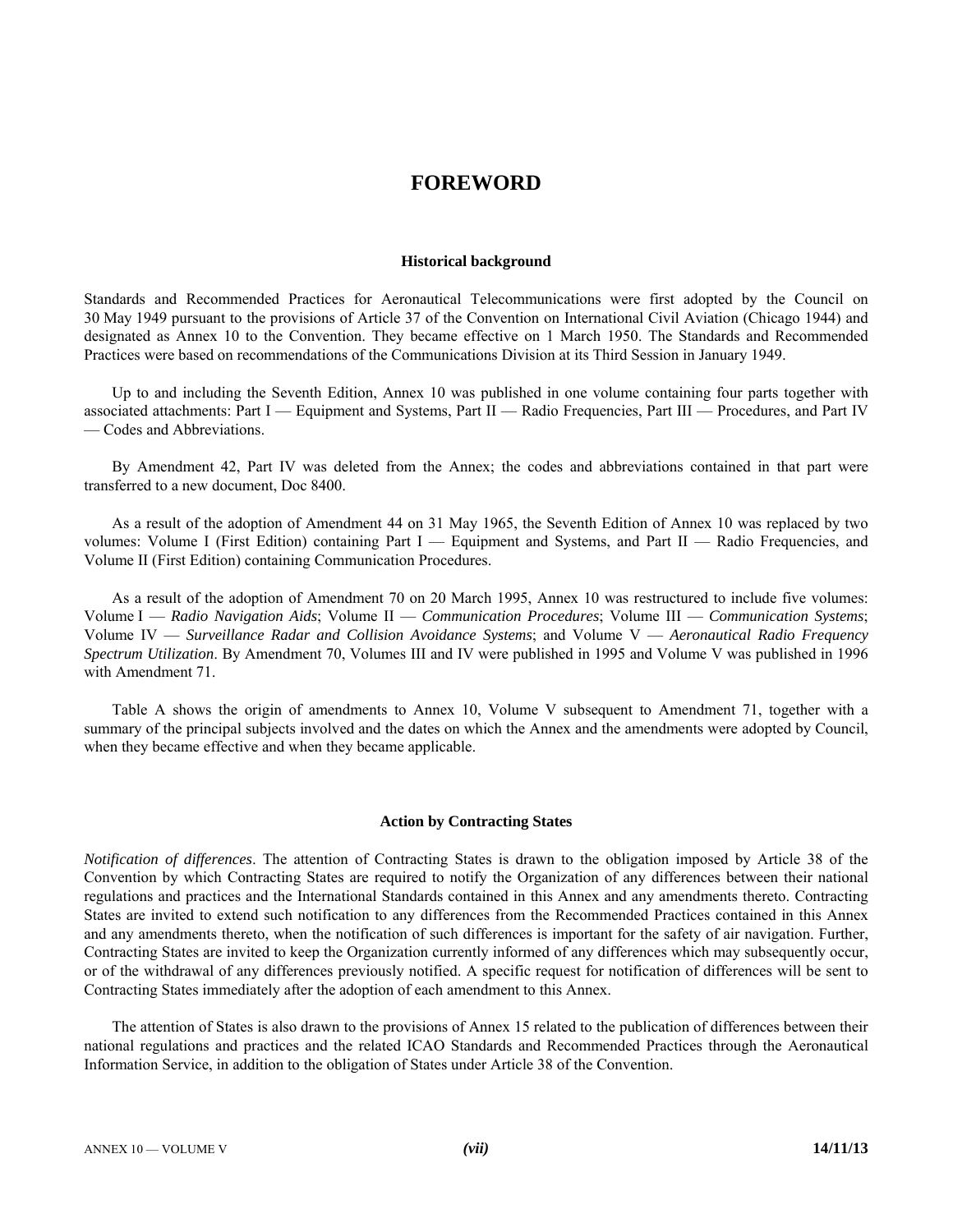# FOREWORD

### Historical background

Standards and Recommended Practices for Aeronautical Telecommunications were first adopted by the Council on 30 May 1949 pursuant to the provisions of Article 37 of the Convention on International Civil Aviation (Chicago 1944) and designated as Annex 10 to the Convention. They became effective on 1 March 1950. The Standards and Recommended Practices were based on recommendations of the Communications Division at its Third Session in January 1949.

Up to and including the Seventh Edition, Annex 10 was published in one volume containing four parts together with associated attachments: Part I — Equipment and Systems, Part II — Radio Frequencies, Part III — Procedures, and Part IV — Codes and Abbreviations.

By Amendment 42, Part IV was deleted from the Annex; the codes and abbreviations contained in that part were transferred to a new document, Doc 8400.

As a result of the adoption of Amendment 44 on 31 May 1965, the Seventh Edition of Annex 10 was replaced by two volumes: Volume I (First Edition) containing Part I — Equipment and Systems, and Part II — Radio Frequencies, and Volume II (First Edition) containing Communication Procedures.

As a result of the adoption of Amendment 70 on 20 March 1995, Annex 10 was restructured to include five volumes: Volume I — *Radio Navigation Aids*; Volume II — *Communication Procedures*; Volume III — *Communication Systems*; Volume IV — *Surveillance Radar and Collision Avoidance Systems*; and Volume V — *Aeronautical Radio Frequency Spectrum Utilization*. By Amendment 70, Volumes III and IV were published in 1995 and Volume V was published in 1996 with Amendment 71.

Table A shows the origin of amendments to Annex 10, Volume V subsequent to Amendment 71, together with a summary of the principal subjects involved and the dates on which the Annex and the amendments were adopted by Council, when they became effective and when they became applicable.

### Action by Contracting States

*Notification of differences*. The attention of Contracting States is drawn to the obligation imposed by Article 38 of the Convention by which Contracting States are required to notify the Organization of any differences between their national regulations and practices and the International Standards contained in this Annex and any amendments thereto. Contracting States are invited to extend such notification to any differences from the Recommended Practices contained in this Annex and any amendments thereto, when the notification of such differences is important for the safety of air navigation. Further, Contracting States are invited to keep the Organization currently informed of any differences which may subsequently occur, or of the withdrawal of any differences previously notified. A specific request for notification of differences will be sent to Contracting States immediately after the adoption of each amendment to this Annex.

The attention of States is also drawn to the provisions of Annex 15 related to the publication of differences between their national regulations and practices and the related ICAO Standards and Recommended Practices through the Aeronautical Information Service, in addition to the obligation of States under Article 38 of the Convention.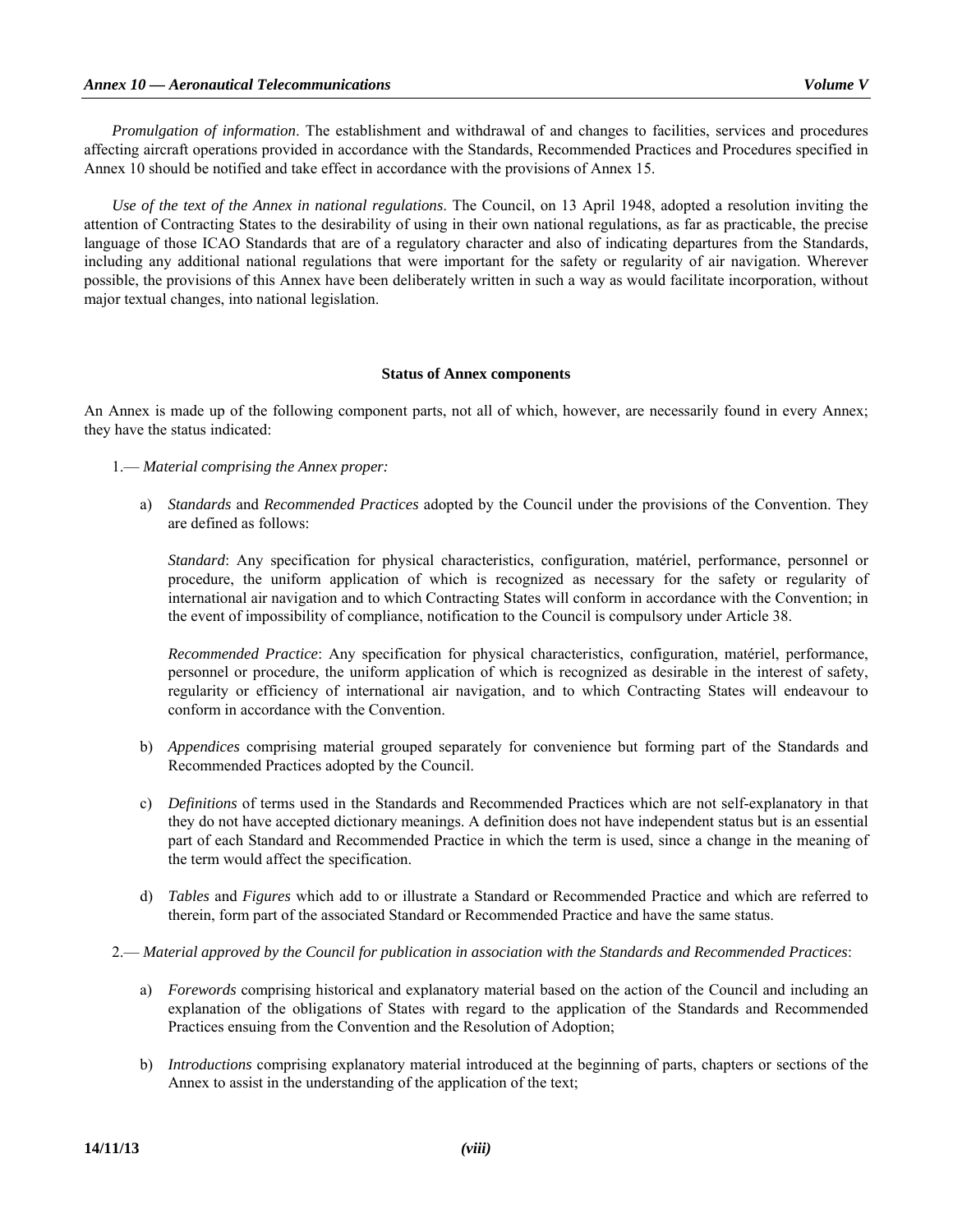*Promulgation of information*. The establishment and withdrawal of and changes to facilities, services and procedures affecting aircraft operations provided in accordance with the Standards, Recommended Practices and Procedures specified in Annex 10 should be notified and take effect in accordance with the provisions of Annex 15.

*Use of the text of the Annex in national regulations*. The Council, on 13 April 1948, adopted a resolution inviting the attention of Contracting States to the desirability of using in their own national regulations, as far as practicable, the precise language of those ICAO Standards that are of a regulatory character and also of indicating departures from the Standards, including any additional national regulations that were important for the safety or regularity of air navigation. Wherever possible, the provisions of this Annex have been deliberately written in such a way as would facilitate incorporation, without major textual changes, into national legislation.

**Status of Annex components**

An Annex is made up of the following component parts, not all of which, however, are necessarily found in every Annex; they have the status indicated:

1.— *Material comprising the Annex proper:*

a) *Standards* and *Recommended Practices* adopted by the Council under the provisions of the Convention. They are defined as follows:

*Standard*: Any specification for physical characteristics, configuration, matériel, performance, personnel or procedure, the uniform application of which is recognized as necessary for the safety or regularity of international air navigation and to which Contracting States will conform in accordance with the Convention; in the event of impossibility of compliance, notification to the Council is compulsory under Article 38.

*Recommended Practice*: Any specification for physical characteristics, configuration, matériel, performance, personnel or procedure, the uniform application of which is recognized as desirable in the interest of safety, regularity or efficiency of international air navigation, and to which Contracting States will endeavour to conform in accordance with the Convention.

b) *Appendices* comprising material grouped separately for convenience but forming part of the Standards and Recommended Practices adopted by the Council.

c) *Definitions* of terms used in the Standards and Recommended Practices which are not self-explanatory in that they do not have accepted dictionary meanings. A definition does not have independent status but is an essential part of each Standard and Recommended Practice in which the term is used, since a change in the meaning of the term would affect the specification.

d) *Tables* and *Figures* which add to or illustrate a Standard or Recommended Practice and which are referred to therein, form part of the associated Standard or Recommended Practice and have the same status.

2.— *Material approved by the Council for publication in association with the Standards and Recommended Practices*:

a) *Forewords* comprising historical and explanatory material based on the action of the Council and including an explanation of the obligations of States with regard to the application of the Standards and Recommended Practices ensuing from the Convention and the Resolution of Adoption;

b) *Introductions* comprising explanatory material introduced at the beginning of parts, chapters or sections of the Annex to assist in the understanding of the application of the text;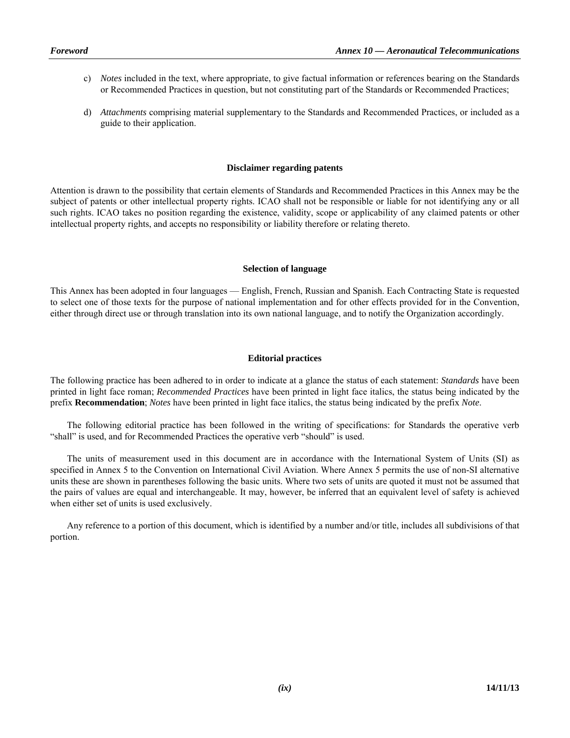c) *Notes* included in the text, where appropriate, to give factual information or references bearing on the Standards or Recommended Practices in question, but not constituting part of the Standards or Recommended Practices;

d) *Attachments* comprising material supplementary to the Standards and Recommended Practices, or included as a guide to their application.

**Disclaimer regarding patents**

Attention is drawn to the possibility that certain elements of Standards and Recommended Practices in this Annex may be the subject of patents or other intellectual property rights. ICAO shall not be responsible or liable for not identifying any or all such rights. ICAO takes no position regarding the existence, validity, scope or applicability of any claimed patents or other intellectual property rights, and accepts no responsibility or liability therefore or relating thereto.

**Selection of language**

This Annex has been adopted in four languages — English, French, Russian and Spanish. Each Contracting State is requested to select one of those texts for the purpose of national implementation and for other effects provided for in the Convention, either through direct use or through translation into its own national language, and to notify the Organization accordingly.

**Editorial practices**

The following practice has been adhered to in order to indicate at a glance the status of each statement: *Standards* have been printed in light face roman; *Recommended Practices* have been printed in light face italics, the status being indicated by the prefix **Recommendation**; *Notes* have been printed in light face italics, the status being indicated by the prefix *Note*.

The following editorial practice has been followed in the writing of specifications: for Standards the operative verb "shall" is used, and for Recommended Practices the operative verb "should" is used.

The units of measurement used in this document are in accordance with the International System of Units (SI) as specified in Annex 5 to the Convention on International Civil Aviation. Where Annex 5 permits the use of non-SI alternative units these are shown in parentheses following the basic units. Where two sets of units are quoted it must not be assumed that the pairs of values are equal and interchangeable. It may, however, be inferred that an equivalent level of safety is achieved when either set of units is used exclusively.

Any reference to a portion of this document, which is identified by a number and/or title, includes all subdivisions of that portion.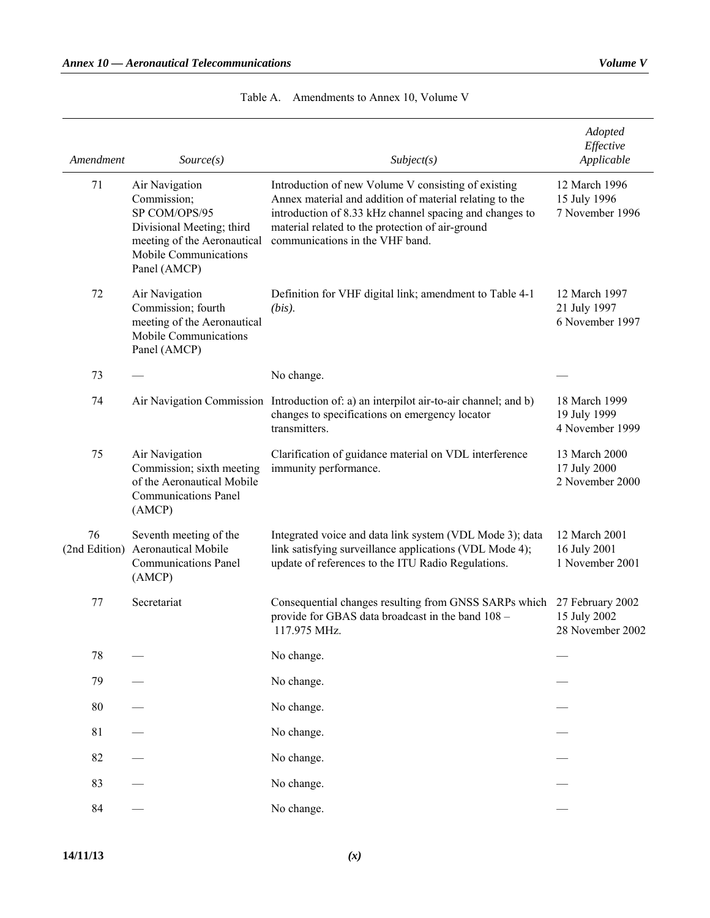Table A. Amendments to Annex 10, Volume V

| *Amendment* | *Source(s)* | *Subject(s)* | *Adopted Effective Applicable* |
|---|---|---|---|
| 71 | Air Navigation Commission; SP COM/OPS/95 Divisional Meeting; third meeting of the Aeronautical Mobile Communications Panel (AMCP) | Introduction of new Volume V consisting of existing Annex material and addition of material relating to the introduction of 8.33 kHz channel spacing and changes to material related to the protection of air-ground communications in the VHF band. | 12 March 1996<br>15 July 1996<br>7 November 1996 |
| 72 | Air Navigation Commission; fourth meeting of the Aeronautical Mobile Communications Panel (AMCP) | Definition for VHF digital link; amendment to Table 4-1 *(bis)*. | 12 March 1997<br>21 July 1997<br>6 November 1997 |
| 73 | — | No change. | — |
| 74 | Air Navigation Commission | Introduction of: a) an interpilot air-to-air channel; and b) changes to specifications on emergency locator transmitters. | 18 March 1999<br>19 July 1999<br>4 November 1999 |
| 75 | Air Navigation Commission; sixth meeting of the Aeronautical Mobile Communications Panel (AMCP) | Clarification of guidance material on VDL interference immunity performance. | 13 March 2000<br>17 July 2000<br>2 November 2000 |
| 76 (2nd Edition) | Seventh meeting of the Aeronautical Mobile Communications Panel (AMCP) | Integrated voice and data link system (VDL Mode 3); data link satisfying surveillance applications (VDL Mode 4); update of references to the ITU Radio Regulations. | 12 March 2001<br>16 July 2001<br>1 November 2001 |
| 77 | Secretariat | Consequential changes resulting from GNSS SARPs which provide for GBAS data broadcast in the band 108 – 117.975 MHz. | 27 February 2002<br>15 July 2002<br>28 November 2002 |
| 78 | — | No change. | — |
| 79 | — | No change. | — |
| 80 | — | No change. | — |
| 81 | — | No change. | — |
| 82 | — | No change. | — |
| 83 | — | No change. | — |
| 84 | — | No change. | — |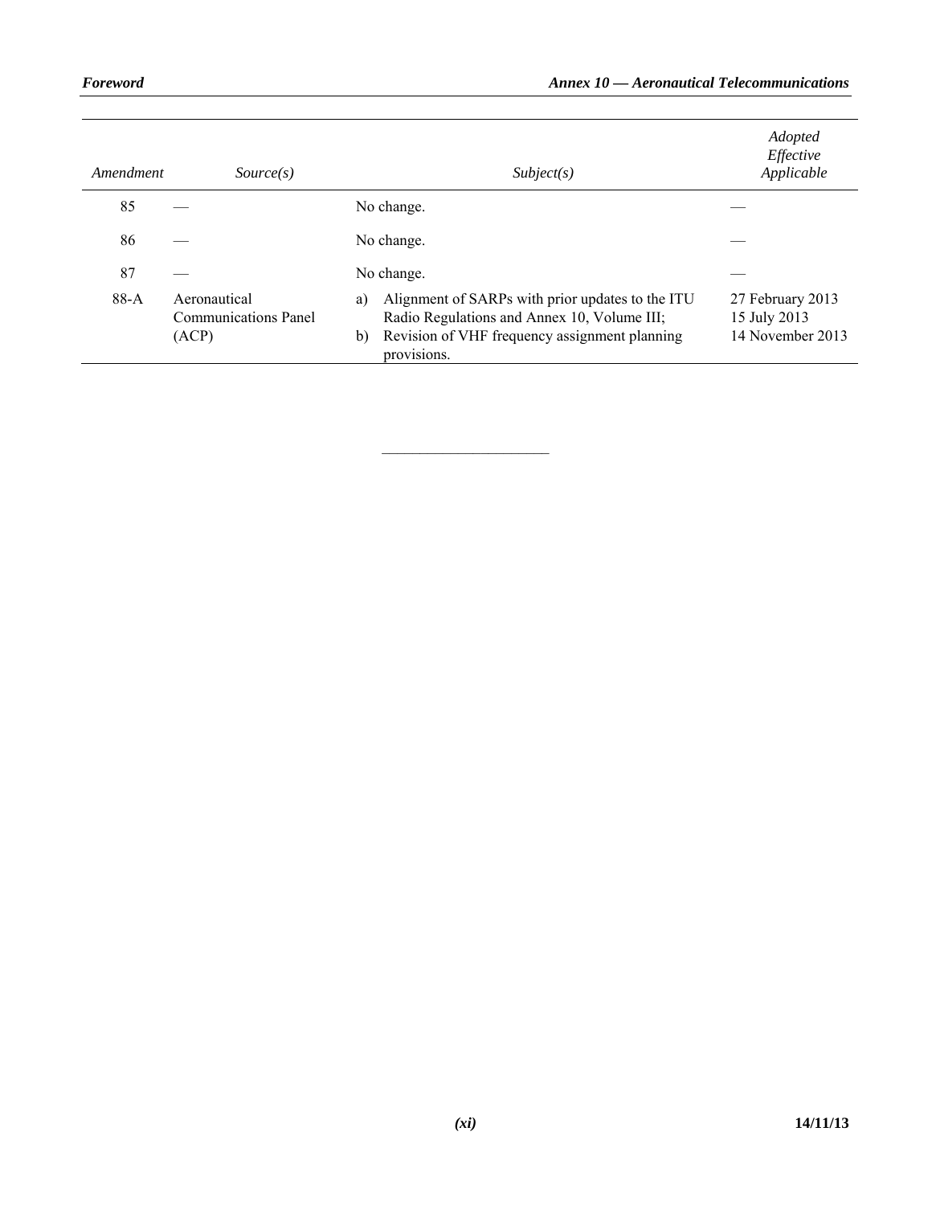| *Amendment* | *Source(s)* | *Subject(s)* | *Adopted Effective Applicable* |
|---|---|---|---|
| 85 | — | No change. | — |
| 86 | — | No change. | — |
| 87 | — | No change. | — |
| 88-A | Aeronautical Communications Panel (ACP) | a) Alignment of SARPs with prior updates to the ITU Radio Regulations and Annex 10, Volume III; b) Revision of VHF frequency assignment planning provisions. | 27 February 2013 15 July 2013 14 November 2013 |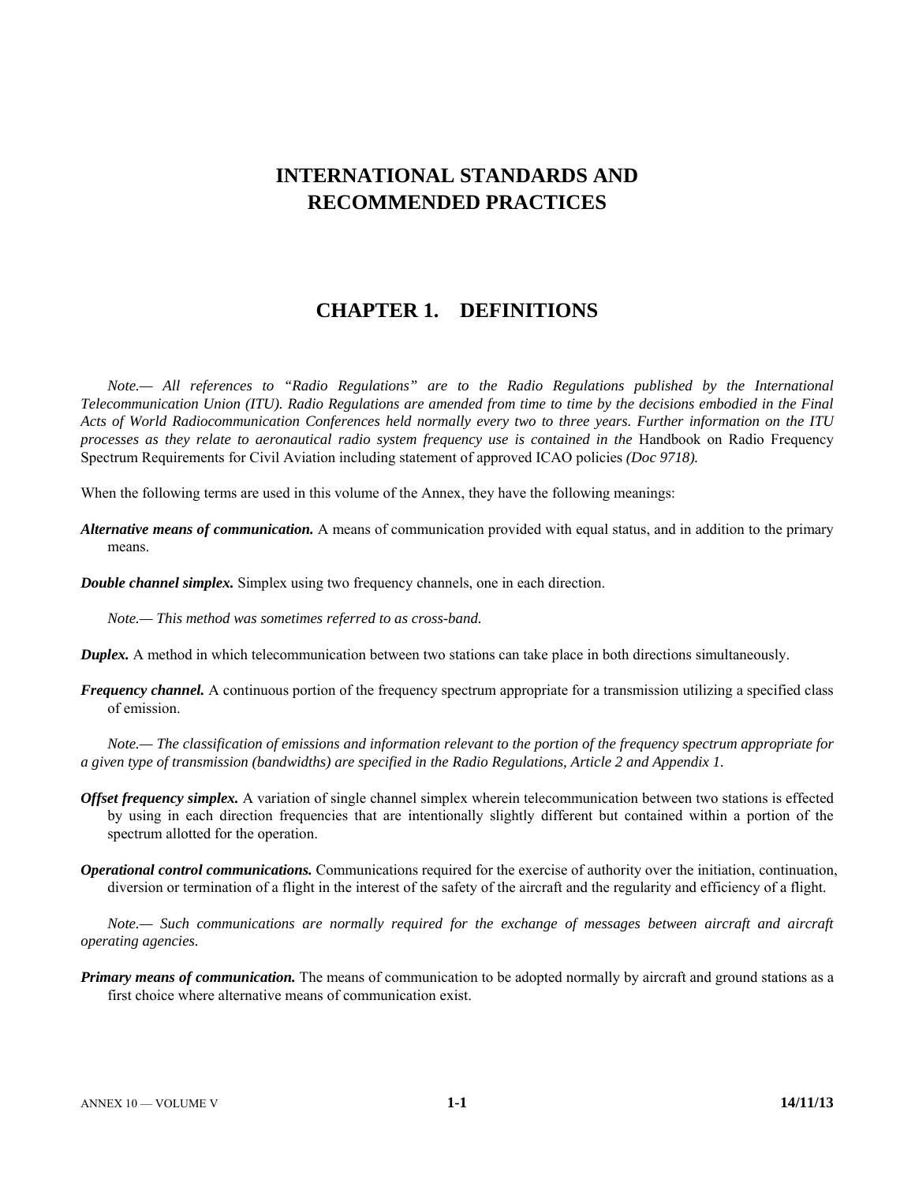# INTERNATIONAL STANDARDS AND RECOMMENDED PRACTICES

## CHAPTER 1. DEFINITIONS

*Note.— All references to “Radio Regulations” are to the Radio Regulations published by the International Telecommunication Union (ITU). Radio Regulations are amended from time to time by the decisions embodied in the Final Acts of World Radiocommunication Conferences held normally every two to three years. Further information on the ITU processes as they relate to aeronautical radio system frequency use is contained in the* Handbook on Radio Frequency Spectrum Requirements for Civil Aviation including statement of approved ICAO policies *(Doc 9718).*

When the following terms are used in this volume of the Annex, they have the following meanings:

***Alternative means of communication.*** A means of communication provided with equal status, and in addition to the primary means.

***Double channel simplex.*** Simplex using two frequency channels, one in each direction.

*Note.— This method was sometimes referred to as cross-band.*

***Duplex.*** A method in which telecommunication between two stations can take place in both directions simultaneously.

***Frequency channel.*** A continuous portion of the frequency spectrum appropriate for a transmission utilizing a specified class of emission.

*Note.— The classification of emissions and information relevant to the portion of the frequency spectrum appropriate for a given type of transmission (bandwidths) are specified in the Radio Regulations, Article 2 and Appendix 1.*

***Offset frequency simplex.*** A variation of single channel simplex wherein telecommunication between two stations is effected by using in each direction frequencies that are intentionally slightly different but contained within a portion of the spectrum allotted for the operation.

***Operational control communications.*** Communications required for the exercise of authority over the initiation, continuation, diversion or termination of a flight in the interest of the safety of the aircraft and the regularity and efficiency of a flight.

*Note.— Such communications are normally required for the exchange of messages between aircraft and aircraft operating agencies.*

***Primary means of communication.*** The means of communication to be adopted normally by aircraft and ground stations as a first choice where alternative means of communication exist.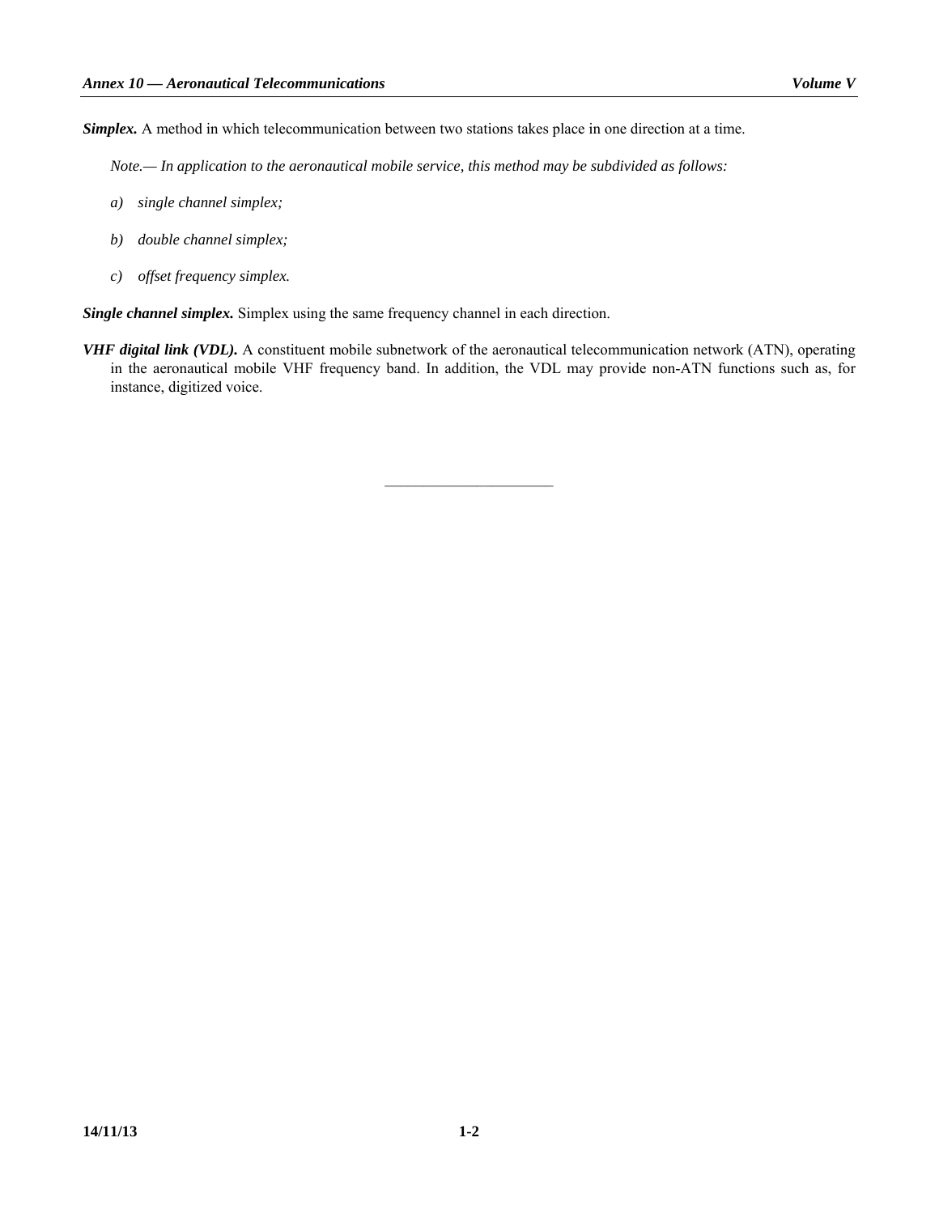***Simplex.*** A method in which telecommunication between two stations takes place in one direction at a time.

*Note.— In application to the aeronautical mobile service, this method may be subdivided as follows:*

*a) single channel simplex;*

*b) double channel simplex;*

*c) offset frequency simplex.*

***Single channel simplex.*** Simplex using the same frequency channel in each direction.

***VHF digital link (VDL).*** A constituent mobile subnetwork of the aeronautical telecommunication network (ATN), operating in the aeronautical mobile VHF frequency band. In addition, the VDL may provide non-ATN functions such as, for instance, digitized voice.

———————————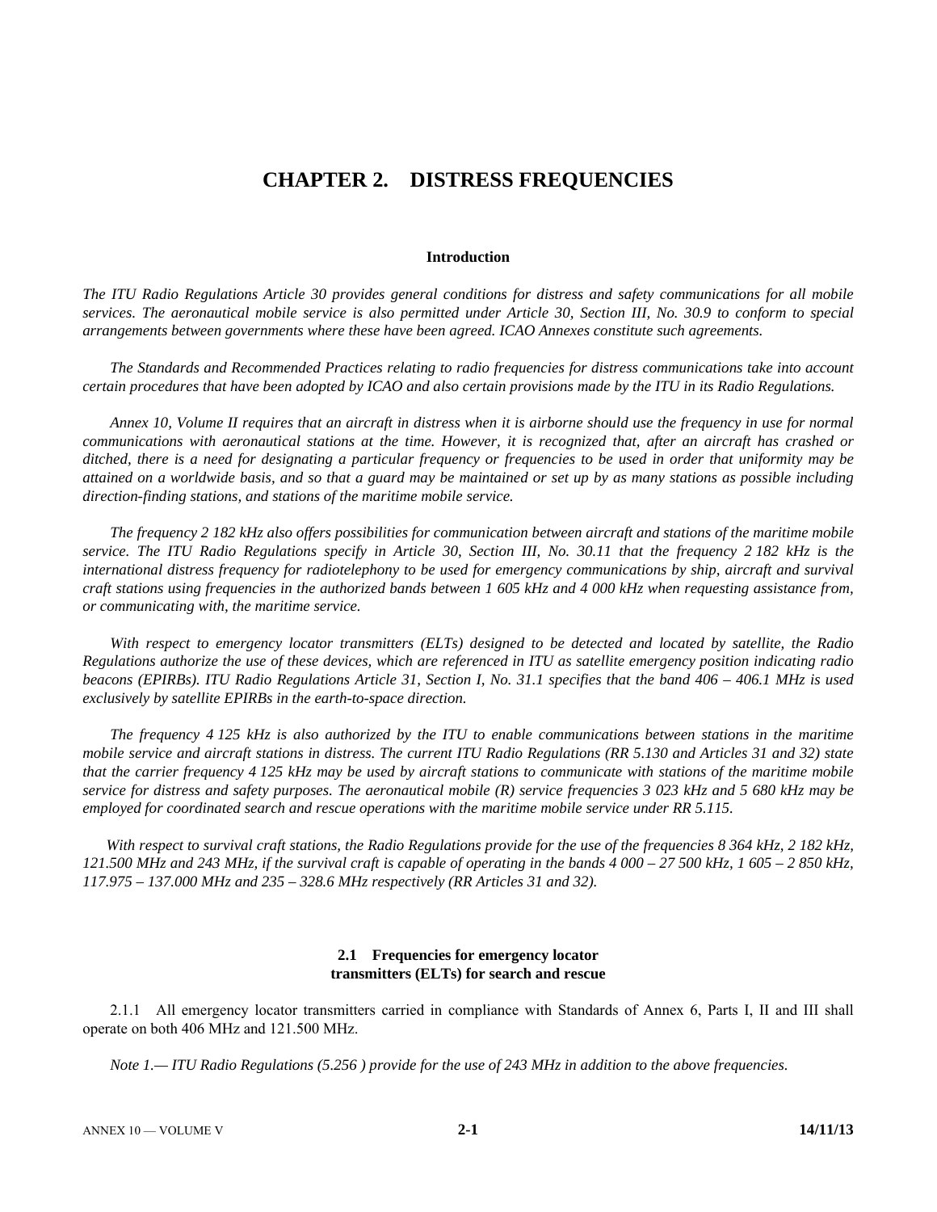# CHAPTER 2. DISTRESS FREQUENCIES

### Introduction

*The ITU Radio Regulations Article 30 provides general conditions for distress and safety communications for all mobile services. The aeronautical mobile service is also permitted under Article 30, Section III, No. 30.9 to conform to special arrangements between governments where these have been agreed. ICAO Annexes constitute such agreements.*

*The Standards and Recommended Practices relating to radio frequencies for distress communications take into account certain procedures that have been adopted by ICAO and also certain provisions made by the ITU in its Radio Regulations.*

*Annex 10, Volume II requires that an aircraft in distress when it is airborne should use the frequency in use for normal communications with aeronautical stations at the time. However, it is recognized that, after an aircraft has crashed or ditched, there is a need for designating a particular frequency or frequencies to be used in order that uniformity may be attained on a worldwide basis, and so that a guard may be maintained or set up by as many stations as possible including direction-finding stations, and stations of the maritime mobile service.*

*The frequency 2 182 kHz also offers possibilities for communication between aircraft and stations of the maritime mobile service. The ITU Radio Regulations specify in Article 30, Section III, No. 30.11 that the frequency 2 182 kHz is the international distress frequency for radiotelephony to be used for emergency communications by ship, aircraft and survival craft stations using frequencies in the authorized bands between 1 605 kHz and 4 000 kHz when requesting assistance from, or communicating with, the maritime service.*

*With respect to emergency locator transmitters (ELTs) designed to be detected and located by satellite, the Radio Regulations authorize the use of these devices, which are referenced in ITU as satellite emergency position indicating radio beacons (EPIRBs). ITU Radio Regulations Article 31, Section I, No. 31.1 specifies that the band 406 – 406.1 MHz is used exclusively by satellite EPIRBs in the earth-to-space direction.*

*The frequency 4 125 kHz is also authorized by the ITU to enable communications between stations in the maritime mobile service and aircraft stations in distress. The current ITU Radio Regulations (RR 5.130 and Articles 31 and 32) state that the carrier frequency 4 125 kHz may be used by aircraft stations to communicate with stations of the maritime mobile service for distress and safety purposes. The aeronautical mobile (R) service frequencies 3 023 kHz and 5 680 kHz may be employed for coordinated search and rescue operations with the maritime mobile service under RR 5.115.*

*With respect to survival craft stations, the Radio Regulations provide for the use of the frequencies 8 364 kHz, 2 182 kHz, 121.500 MHz and 243 MHz, if the survival craft is capable of operating in the bands 4 000 – 27 500 kHz, 1 605 – 2 850 kHz, 117.975 – 137.000 MHz and 235 – 328.6 MHz respectively (RR Articles 31 and 32).*

### 2.1 Frequencies for emergency locator transmitters (ELTs) for search and rescue

2.1.1 All emergency locator transmitters carried in compliance with Standards of Annex 6, Parts I, II and III shall operate on both 406 MHz and 121.500 MHz.

*Note 1.— ITU Radio Regulations (5.256 ) provide for the use of 243 MHz in addition to the above frequencies.*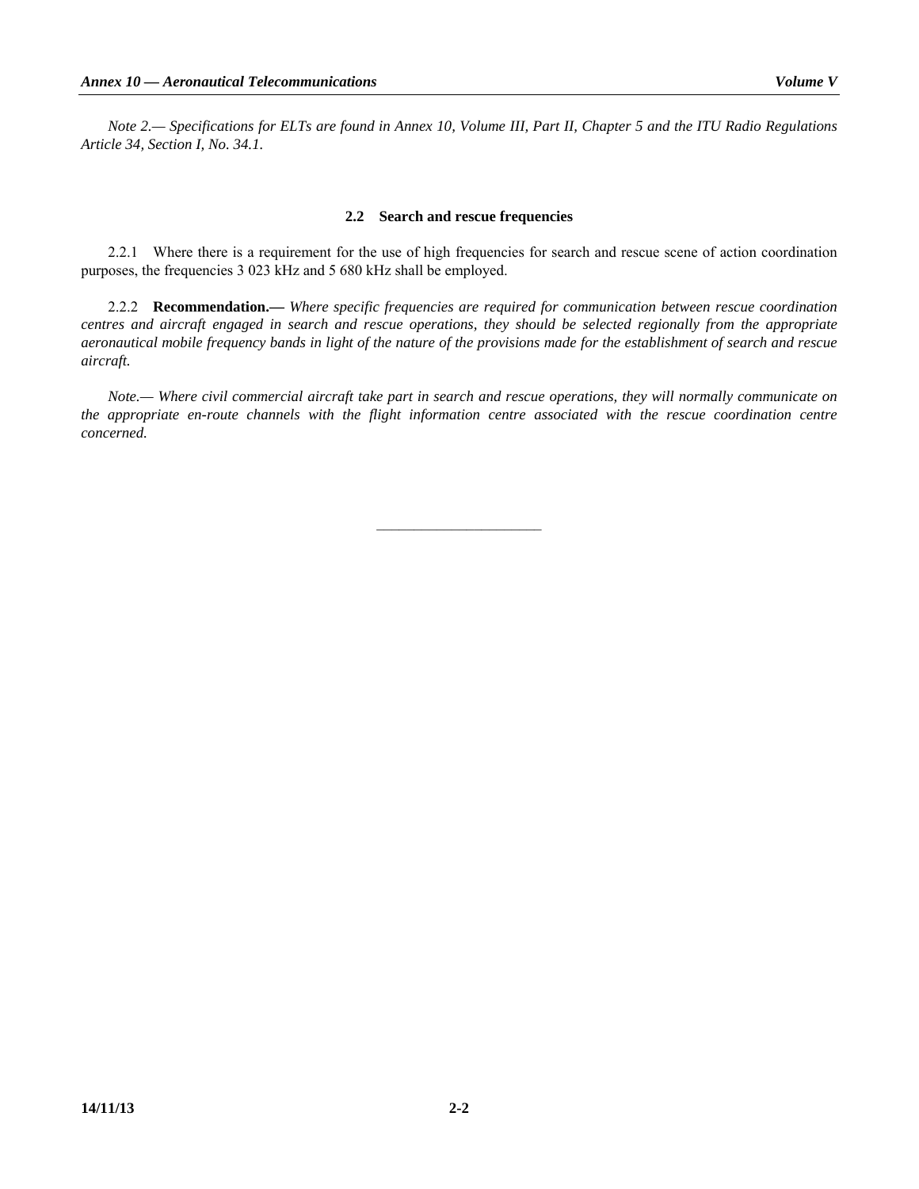*Note 2.— Specifications for ELTs are found in Annex 10, Volume III, Part II, Chapter 5 and the ITU Radio Regulations Article 34, Section I, No. 34.1.*

## 2.2 Search and rescue frequencies

2.2.1 Where there is a requirement for the use of high frequencies for search and rescue scene of action coordination purposes, the frequencies 3 023 kHz and 5 680 kHz shall be employed.

2.2.2 **Recommendation.—** *Where specific frequencies are required for communication between rescue coordination centres and aircraft engaged in search and rescue operations, they should be selected regionally from the appropriate aeronautical mobile frequency bands in light of the nature of the provisions made for the establishment of search and rescue aircraft.*

*Note.— Where civil commercial aircraft take part in search and rescue operations, they will normally communicate on the appropriate en-route channels with the flight information centre associated with the rescue coordination centre concerned.*

———————————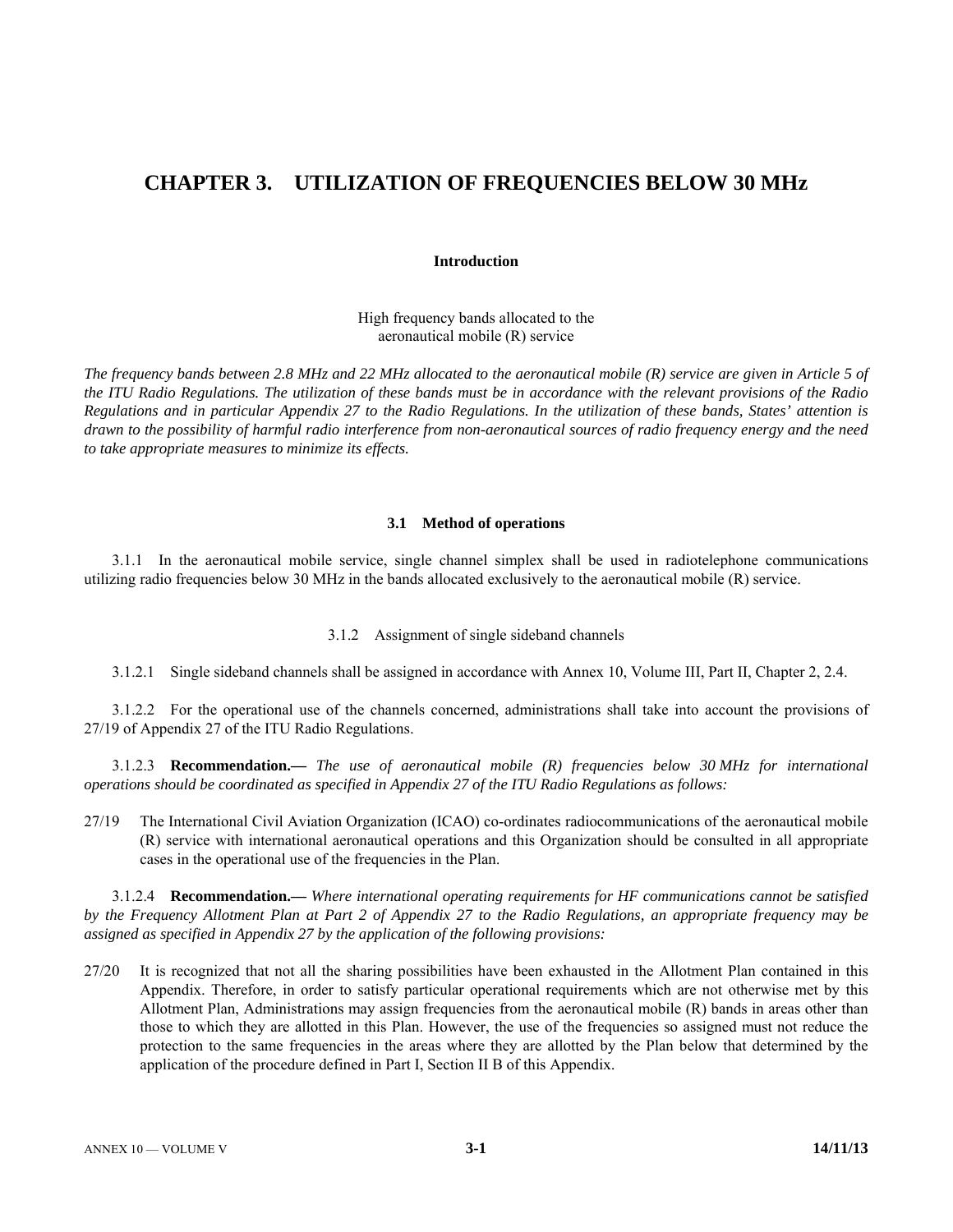# CHAPTER 3. UTILIZATION OF FREQUENCIES BELOW 30 MHz

**Introduction**

High frequency bands allocated to the aeronautical mobile (R) service

*The frequency bands between 2.8 MHz and 22 MHz allocated to the aeronautical mobile (R) service are given in Article 5 of the ITU Radio Regulations. The utilization of these bands must be in accordance with the relevant provisions of the Radio Regulations and in particular Appendix 27 to the Radio Regulations. In the utilization of these bands, States' attention is drawn to the possibility of harmful radio interference from non-aeronautical sources of radio frequency energy and the need to take appropriate measures to minimize its effects.*

## 3.1 Method of operations

3.1.1 In the aeronautical mobile service, single channel simplex shall be used in radiotelephone communications utilizing radio frequencies below 30 MHz in the bands allocated exclusively to the aeronautical mobile (R) service.

3.1.2 Assignment of single sideband channels

3.1.2.1 Single sideband channels shall be assigned in accordance with Annex 10, Volume III, Part II, Chapter 2, 2.4.

3.1.2.2 For the operational use of the channels concerned, administrations shall take into account the provisions of 27/19 of Appendix 27 of the ITU Radio Regulations.

3.1.2.3 **Recommendation.—** *The use of aeronautical mobile (R) frequencies below 30 MHz for international operations should be coordinated as specified in Appendix 27 of the ITU Radio Regulations as follows:*

27/19 The International Civil Aviation Organization (ICAO) co-ordinates radiocommunications of the aeronautical mobile (R) service with international aeronautical operations and this Organization should be consulted in all appropriate cases in the operational use of the frequencies in the Plan.

3.1.2.4 **Recommendation.—** *Where international operating requirements for HF communications cannot be satisfied by the Frequency Allotment Plan at Part 2 of Appendix 27 to the Radio Regulations, an appropriate frequency may be assigned as specified in Appendix 27 by the application of the following provisions:*

27/20 It is recognized that not all the sharing possibilities have been exhausted in the Allotment Plan contained in this Appendix. Therefore, in order to satisfy particular operational requirements which are not otherwise met by this Allotment Plan, Administrations may assign frequencies from the aeronautical mobile (R) bands in areas other than those to which they are allotted in this Plan. However, the use of the frequencies so assigned must not reduce the protection to the same frequencies in the areas where they are allotted by the Plan below that determined by the application of the procedure defined in Part I, Section II B of this Appendix.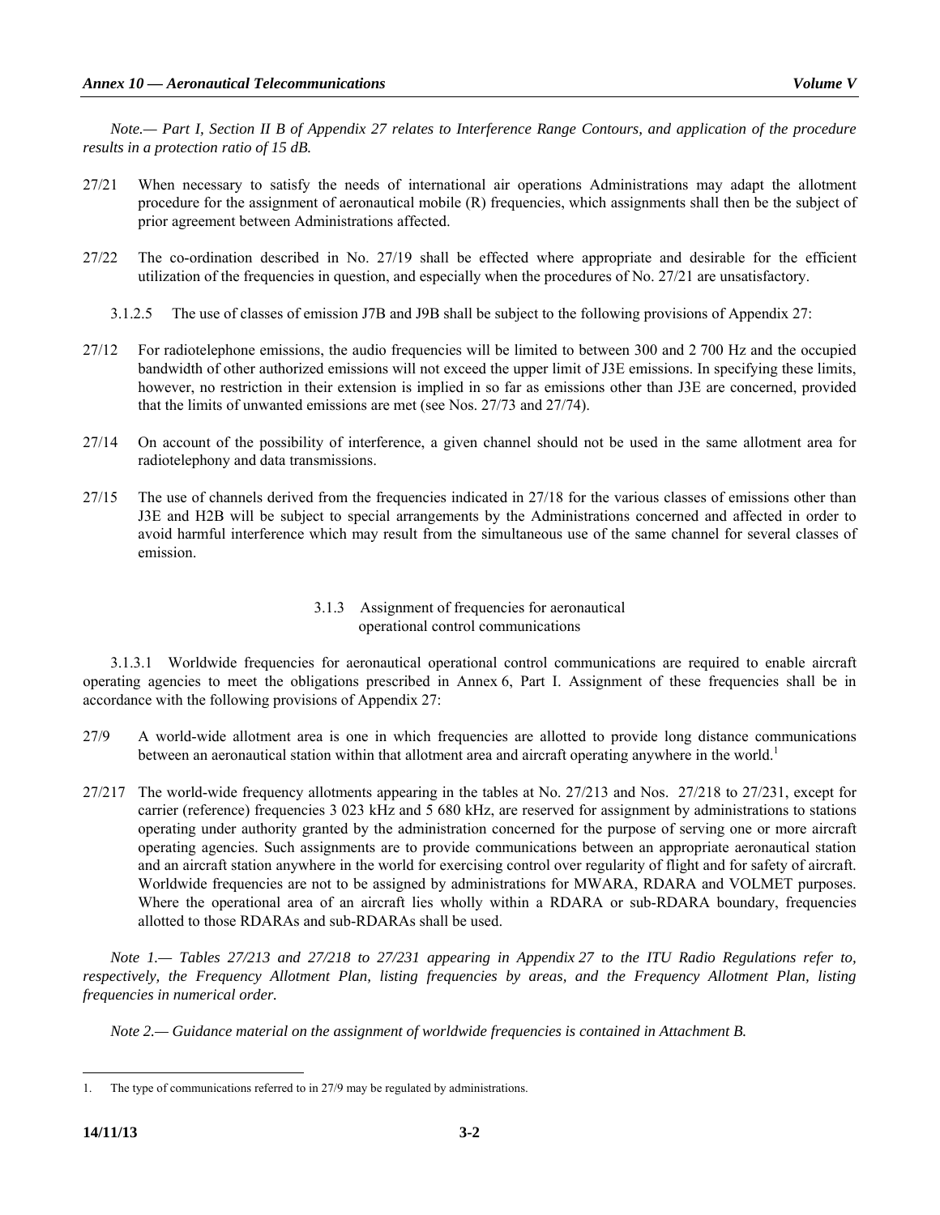*Note.— Part I, Section II B of Appendix 27 relates to Interference Range Contours, and application of the procedure results in a protection ratio of 15 dB.*

27/21 When necessary to satisfy the needs of international air operations Administrations may adapt the allotment procedure for the assignment of aeronautical mobile (R) frequencies, which assignments shall then be the subject of prior agreement between Administrations affected.

27/22 The co-ordination described in No. 27/19 shall be effected where appropriate and desirable for the efficient utilization of the frequencies in question, and especially when the procedures of No. 27/21 are unsatisfactory.

3.1.2.5 The use of classes of emission J7B and J9B shall be subject to the following provisions of Appendix 27:

27/12 For radiotelephone emissions, the audio frequencies will be limited to between 300 and 2 700 Hz and the occupied bandwidth of other authorized emissions will not exceed the upper limit of J3E emissions. In specifying these limits, however, no restriction in their extension is implied in so far as emissions other than J3E are concerned, provided that the limits of unwanted emissions are met (see Nos. 27/73 and 27/74).

27/14 On account of the possibility of interference, a given channel should not be used in the same allotment area for radiotelephony and data transmissions.

27/15 The use of channels derived from the frequencies indicated in 27/18 for the various classes of emissions other than J3E and H2B will be subject to special arrangements by the Administrations concerned and affected in order to avoid harmful interference which may result from the simultaneous use of the same channel for several classes of emission.

### 3.1.3 Assignment of frequencies for aeronautical operational control communications

3.1.3.1 Worldwide frequencies for aeronautical operational control communications are required to enable aircraft operating agencies to meet the obligations prescribed in Annex 6, Part I. Assignment of these frequencies shall be in accordance with the following provisions of Appendix 27:

27/9 A world-wide allotment area is one in which frequencies are allotted to provide long distance communications between an aeronautical station within that allotment area and aircraft operating anywhere in the world.[1]

27/217 The world-wide frequency allotments appearing in the tables at No. 27/213 and Nos. 27/218 to 27/231, except for carrier (reference) frequencies 3 023 kHz and 5 680 kHz, are reserved for assignment by administrations to stations operating under authority granted by the administration concerned for the purpose of serving one or more aircraft operating agencies. Such assignments are to provide communications between an appropriate aeronautical station and an aircraft station anywhere in the world for exercising control over regularity of flight and for safety of aircraft. Worldwide frequencies are not to be assigned by administrations for MWARA, RDARA and VOLMET purposes. Where the operational area of an aircraft lies wholly within a RDARA or sub-RDARA boundary, frequencies allotted to those RDARAs and sub-RDARAs shall be used.

*Note 1.— Tables 27/213 and 27/218 to 27/231 appearing in Appendix 27 to the ITU Radio Regulations refer to, respectively, the Frequency Allotment Plan, listing frequencies by areas, and the Frequency Allotment Plan, listing frequencies in numerical order.*

*Note 2.— Guidance material on the assignment of worldwide frequencies is contained in Attachment B.*

1. The type of communications referred to in 27/9 may be regulated by administrations.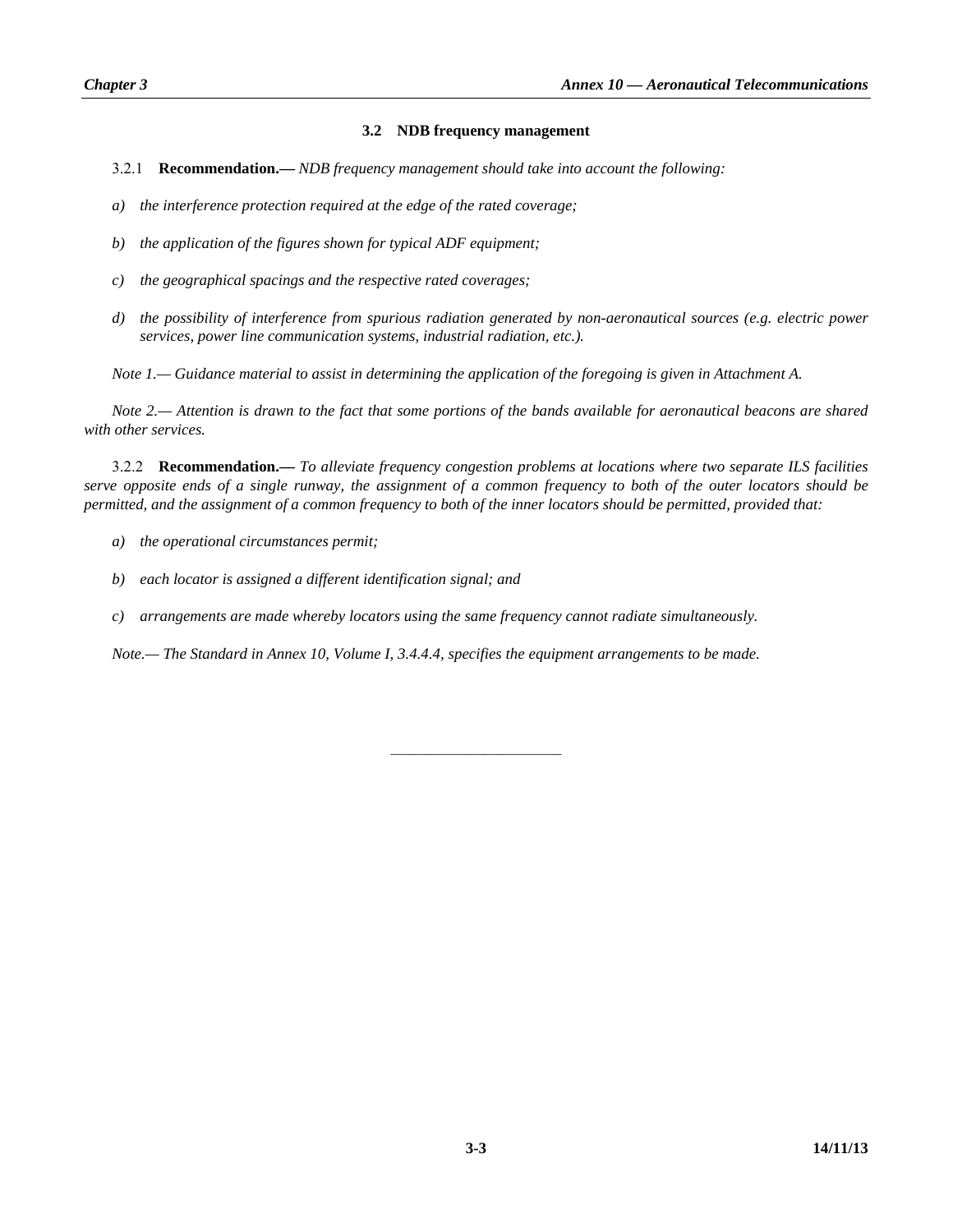### 3.2 NDB frequency management

3.2.1 **Recommendation.—** *NDB frequency management should take into account the following:*

*a) the interference protection required at the edge of the rated coverage;*

*b) the application of the figures shown for typical ADF equipment;*

*c) the geographical spacings and the respective rated coverages;*

*d) the possibility of interference from spurious radiation generated by non-aeronautical sources (e.g. electric power services, power line communication systems, industrial radiation, etc.).*

*Note 1.— Guidance material to assist in determining the application of the foregoing is given in Attachment A.*

*Note 2.— Attention is drawn to the fact that some portions of the bands available for aeronautical beacons are shared with other services.*

3.2.2 **Recommendation.—** *To alleviate frequency congestion problems at locations where two separate ILS facilities serve opposite ends of a single runway, the assignment of a common frequency to both of the outer locators should be permitted, and the assignment of a common frequency to both of the inner locators should be permitted, provided that:*

*a) the operational circumstances permit;*

*b) each locator is assigned a different identification signal; and*

*c) arrangements are made whereby locators using the same frequency cannot radiate simultaneously.*

*Note.— The Standard in Annex 10, Volume I, 3.4.4.4, specifies the equipment arrangements to be made.*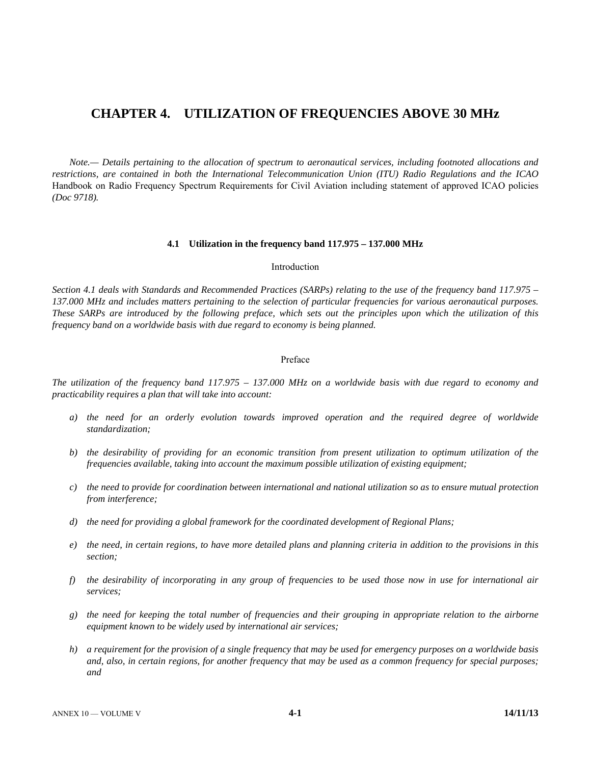# CHAPTER 4. UTILIZATION OF FREQUENCIES ABOVE 30 MHz

*Note.— Details pertaining to the allocation of spectrum to aeronautical services, including footnoted allocations and restrictions, are contained in both the International Telecommunication Union (ITU) Radio Regulations and the ICAO* Handbook on Radio Frequency Spectrum Requirements for Civil Aviation including statement of approved ICAO policies *(Doc 9718).*

### 4.1 Utilization in the frequency band 117.975 – 137.000 MHz

Introduction

*Section 4.1 deals with Standards and Recommended Practices (SARPs) relating to the use of the frequency band 117.975 – 137.000 MHz and includes matters pertaining to the selection of particular frequencies for various aeronautical purposes. These SARPs are introduced by the following preface, which sets out the principles upon which the utilization of this frequency band on a worldwide basis with due regard to economy is being planned.*

Preface

*The utilization of the frequency band 117.975 – 137.000 MHz on a worldwide basis with due regard to economy and practicability requires a plan that will take into account:*

*a) the need for an orderly evolution towards improved operation and the required degree of worldwide standardization;*

*b) the desirability of providing for an economic transition from present utilization to optimum utilization of the frequencies available, taking into account the maximum possible utilization of existing equipment;*

*c) the need to provide for coordination between international and national utilization so as to ensure mutual protection from interference;*

*d) the need for providing a global framework for the coordinated development of Regional Plans;*

*e) the need, in certain regions, to have more detailed plans and planning criteria in addition to the provisions in this section;*

*f) the desirability of incorporating in any group of frequencies to be used those now in use for international air services;*

*g) the need for keeping the total number of frequencies and their grouping in appropriate relation to the airborne equipment known to be widely used by international air services;*

*h) a requirement for the provision of a single frequency that may be used for emergency purposes on a worldwide basis and, also, in certain regions, for another frequency that may be used as a common frequency for special purposes; and*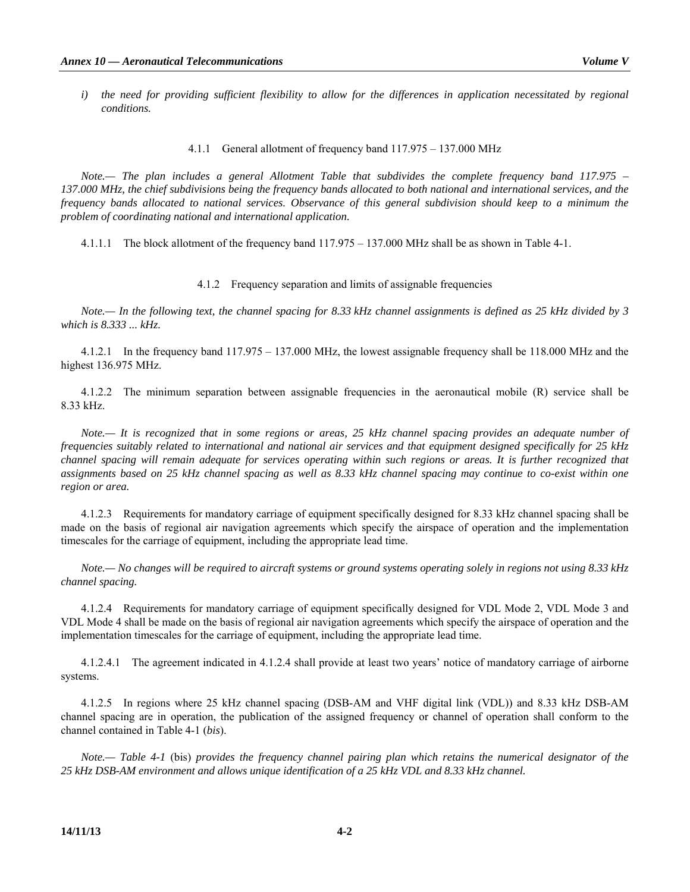*i) the need for providing sufficient flexibility to allow for the differences in application necessitated by regional conditions.*

#### 4.1.1 General allotment of frequency band 117.975 – 137.000 MHz

*Note.— The plan includes a general Allotment Table that subdivides the complete frequency band 117.975 – 137.000 MHz, the chief subdivisions being the frequency bands allocated to both national and international services, and the frequency bands allocated to national services. Observance of this general subdivision should keep to a minimum the problem of coordinating national and international application.*

4.1.1.1 The block allotment of the frequency band 117.975 – 137.000 MHz shall be as shown in Table 4-1.

#### 4.1.2 Frequency separation and limits of assignable frequencies

*Note.— In the following text, the channel spacing for 8.33 kHz channel assignments is defined as 25 kHz divided by 3 which is 8.333 ... kHz.*

4.1.2.1 In the frequency band 117.975 – 137.000 MHz, the lowest assignable frequency shall be 118.000 MHz and the highest 136.975 MHz.

4.1.2.2 The minimum separation between assignable frequencies in the aeronautical mobile (R) service shall be 8.33 kHz.

*Note.— It is recognized that in some regions or areas, 25 kHz channel spacing provides an adequate number of frequencies suitably related to international and national air services and that equipment designed specifically for 25 kHz channel spacing will remain adequate for services operating within such regions or areas. It is further recognized that assignments based on 25 kHz channel spacing as well as 8.33 kHz channel spacing may continue to co-exist within one region or area.*

4.1.2.3 Requirements for mandatory carriage of equipment specifically designed for 8.33 kHz channel spacing shall be made on the basis of regional air navigation agreements which specify the airspace of operation and the implementation timescales for the carriage of equipment, including the appropriate lead time.

*Note.— No changes will be required to aircraft systems or ground systems operating solely in regions not using 8.33 kHz channel spacing.*

4.1.2.4 Requirements for mandatory carriage of equipment specifically designed for VDL Mode 2, VDL Mode 3 and VDL Mode 4 shall be made on the basis of regional air navigation agreements which specify the airspace of operation and the implementation timescales for the carriage of equipment, including the appropriate lead time.

4.1.2.4.1 The agreement indicated in 4.1.2.4 shall provide at least two years' notice of mandatory carriage of airborne systems.

4.1.2.5 In regions where 25 kHz channel spacing (DSB-AM and VHF digital link (VDL)) and 8.33 kHz DSB-AM channel spacing are in operation, the publication of the assigned frequency or channel of operation shall conform to the channel contained in Table 4-1 (*bis*).

*Note.— Table 4-1* (bis) *provides the frequency channel pairing plan which retains the numerical designator of the 25 kHz DSB-AM environment and allows unique identification of a 25 kHz VDL and 8.33 kHz channel.*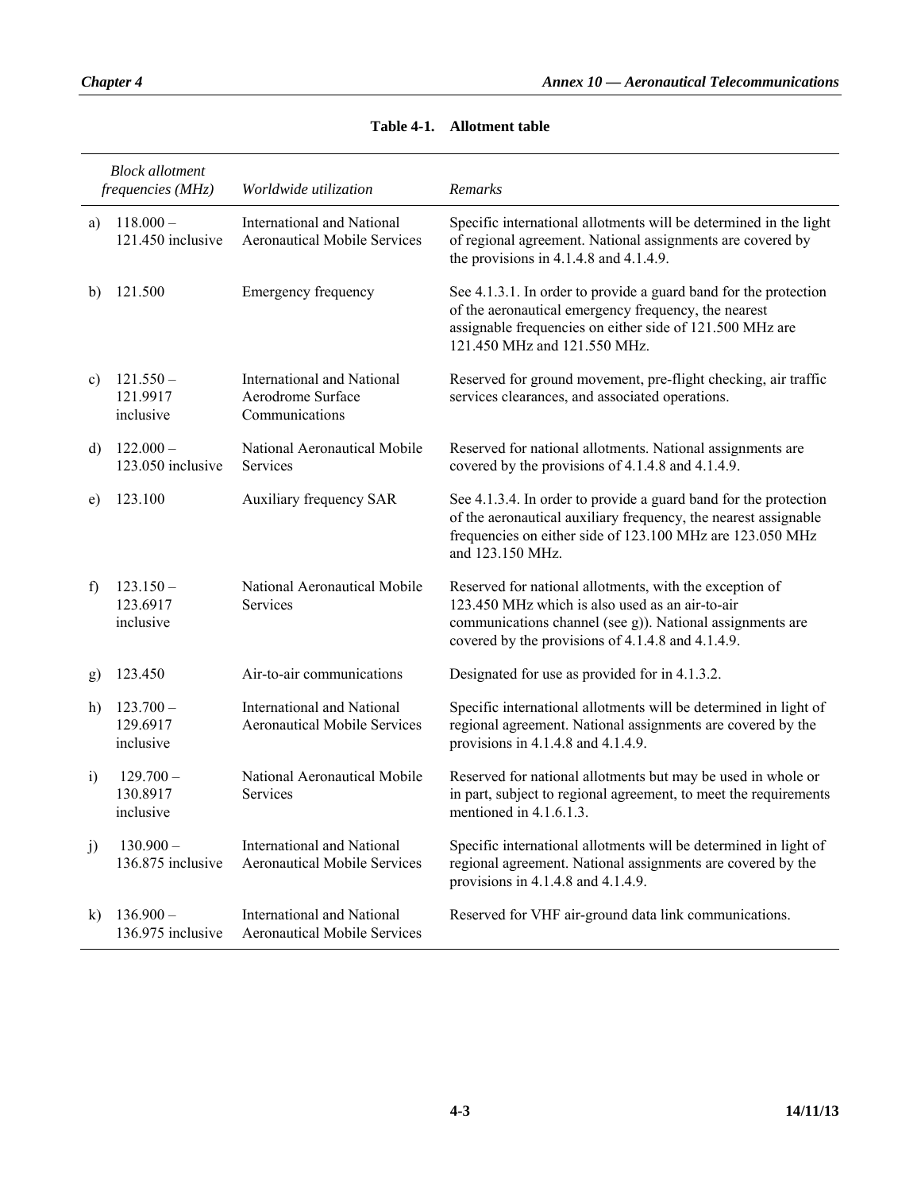**Table 4-1. Allotment table**

| | *Block allotment frequencies (MHz)* | *Worldwide utilization* | *Remarks* |
|---|---|---|---|
| a) | 118.000 – 121.450 inclusive | International and National Aeronautical Mobile Services | Specific international allotments will be determined in the light of regional agreement. National assignments are covered by the provisions in 4.1.4.8 and 4.1.4.9. |
| b) | 121.500 | Emergency frequency | See 4.1.3.1. In order to provide a guard band for the protection of the aeronautical emergency frequency, the nearest assignable frequencies on either side of 121.500 MHz are 121.450 MHz and 121.550 MHz. |
| c) | 121.550 – 121.9917 inclusive | International and National Aerodrome Surface Communications | Reserved for ground movement, pre-flight checking, air traffic services clearances, and associated operations. |
| d) | 122.000 – 123.050 inclusive | National Aeronautical Mobile Services | Reserved for national allotments. National assignments are covered by the provisions of 4.1.4.8 and 4.1.4.9. |
| e) | 123.100 | Auxiliary frequency SAR | See 4.1.3.4. In order to provide a guard band for the protection of the aeronautical auxiliary frequency, the nearest assignable frequencies on either side of 123.100 MHz are 123.050 MHz and 123.150 MHz. |
| f) | 123.150 – 123.6917 inclusive | National Aeronautical Mobile Services | Reserved for national allotments, with the exception of 123.450 MHz which is also used as an air-to-air communications channel (see g)). National assignments are covered by the provisions of 4.1.4.8 and 4.1.4.9. |
| g) | 123.450 | Air-to-air communications | Designated for use as provided for in 4.1.3.2. |
| h) | 123.700 – 129.6917 inclusive | International and National Aeronautical Mobile Services | Specific international allotments will be determined in light of regional agreement. National assignments are covered by the provisions in 4.1.4.8 and 4.1.4.9. |
| i) | 129.700 – 130.8917 inclusive | National Aeronautical Mobile Services | Reserved for national allotments but may be used in whole or in part, subject to regional agreement, to meet the requirements mentioned in 4.1.6.1.3. |
| j) | 130.900 – 136.875 inclusive | International and National Aeronautical Mobile Services | Specific international allotments will be determined in light of regional agreement. National assignments are covered by the provisions in 4.1.4.8 and 4.1.4.9. |
| k) | 136.900 – 136.975 inclusive | International and National Aeronautical Mobile Services | Reserved for VHF air-ground data link communications. |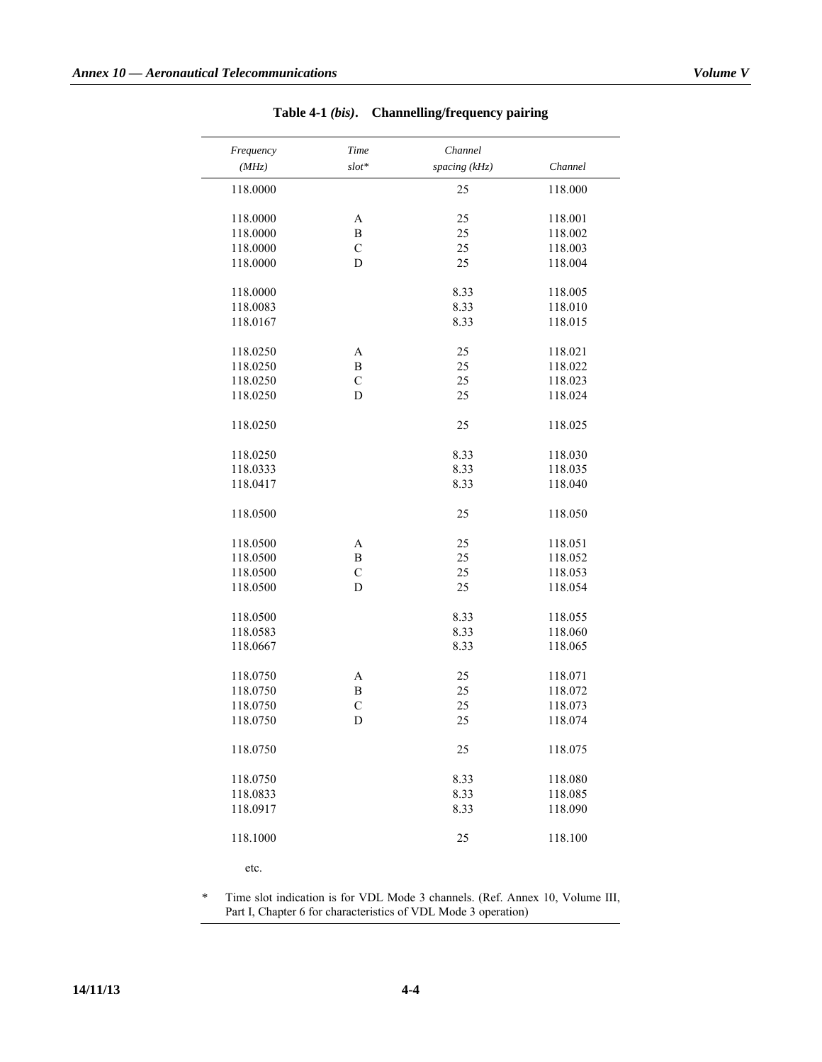**Table 4-1 *(bis)*. Channelling/frequency pairing**

| *Frequency (MHz)* | *Time slot** | *Channel spacing (kHz)* | *Channel* |
|---|---|---|---|
| 118.0000 | | 25 | 118.000 |
| 118.0000 | A | 25 | 118.001 |
| 118.0000 | B | 25 | 118.002 |
| 118.0000 | C | 25 | 118.003 |
| 118.0000 | D | 25 | 118.004 |
| 118.0000 | | 8.33 | 118.005 |
| 118.0083 | | 8.33 | 118.010 |
| 118.0167 | | 8.33 | 118.015 |
| 118.0250 | A | 25 | 118.021 |
| 118.0250 | B | 25 | 118.022 |
| 118.0250 | C | 25 | 118.023 |
| 118.0250 | D | 25 | 118.024 |
| 118.0250 | | 25 | 118.025 |
| 118.0250 | | 8.33 | 118.030 |
| 118.0333 | | 8.33 | 118.035 |
| 118.0417 | | 8.33 | 118.040 |
| 118.0500 | | 25 | 118.050 |
| 118.0500 | A | 25 | 118.051 |
| 118.0500 | B | 25 | 118.052 |
| 118.0500 | C | 25 | 118.053 |
| 118.0500 | D | 25 | 118.054 |
| 118.0500 | | 8.33 | 118.055 |
| 118.0583 | | 8.33 | 118.060 |
| 118.0667 | | 8.33 | 118.065 |
| 118.0750 | A | 25 | 118.071 |
| 118.0750 | B | 25 | 118.072 |
| 118.0750 | C | 25 | 118.073 |
| 118.0750 | D | 25 | 118.074 |
| 118.0750 | | 25 | 118.075 |
| 118.0750 | | 8.33 | 118.080 |
| 118.0833 | | 8.33 | 118.085 |
| 118.0917 | | 8.33 | 118.090 |
| 118.1000 | | 25 | 118.100 |

etc.

\* Time slot indication is for VDL Mode 3 channels. (Ref. Annex 10, Volume III, Part I, Chapter 6 for characteristics of VDL Mode 3 operation)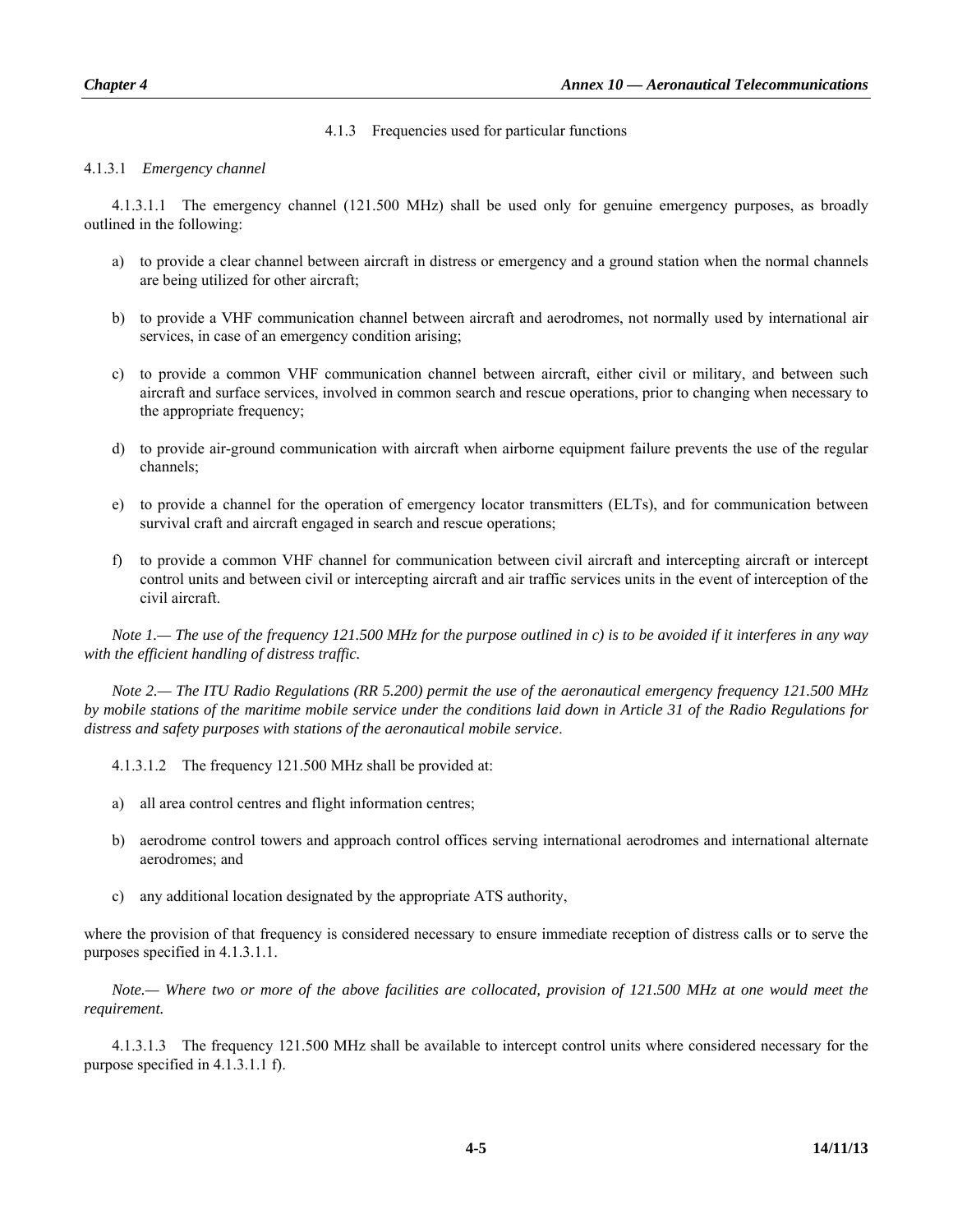### 4.1.3 Frequencies used for particular functions

#### 4.1.3.1 *Emergency channel*

4.1.3.1.1 The emergency channel (121.500 MHz) shall be used only for genuine emergency purposes, as broadly outlined in the following:

a) to provide a clear channel between aircraft in distress or emergency and a ground station when the normal channels are being utilized for other aircraft;

b) to provide a VHF communication channel between aircraft and aerodromes, not normally used by international air services, in case of an emergency condition arising;

c) to provide a common VHF communication channel between aircraft, either civil or military, and between such aircraft and surface services, involved in common search and rescue operations, prior to changing when necessary to the appropriate frequency;

d) to provide air-ground communication with aircraft when airborne equipment failure prevents the use of the regular channels;

e) to provide a channel for the operation of emergency locator transmitters (ELTs), and for communication between survival craft and aircraft engaged in search and rescue operations;

f) to provide a common VHF channel for communication between civil aircraft and intercepting aircraft or intercept control units and between civil or intercepting aircraft and air traffic services units in the event of interception of the civil aircraft.

*Note 1.— The use of the frequency 121.500 MHz for the purpose outlined in c) is to be avoided if it interferes in any way with the efficient handling of distress traffic.*

*Note 2.— The ITU Radio Regulations (RR 5.200) permit the use of the aeronautical emergency frequency 121.500 MHz by mobile stations of the maritime mobile service under the conditions laid down in Article 31 of the Radio Regulations for distress and safety purposes with stations of the aeronautical mobile service.*

4.1.3.1.2 The frequency 121.500 MHz shall be provided at:

a) all area control centres and flight information centres;

b) aerodrome control towers and approach control offices serving international aerodromes and international alternate aerodromes; and

c) any additional location designated by the appropriate ATS authority,

where the provision of that frequency is considered necessary to ensure immediate reception of distress calls or to serve the purposes specified in 4.1.3.1.1.

*Note.— Where two or more of the above facilities are collocated, provision of 121.500 MHz at one would meet the requirement.*

4.1.3.1.3 The frequency 121.500 MHz shall be available to intercept control units where considered necessary for the purpose specified in 4.1.3.1.1 f).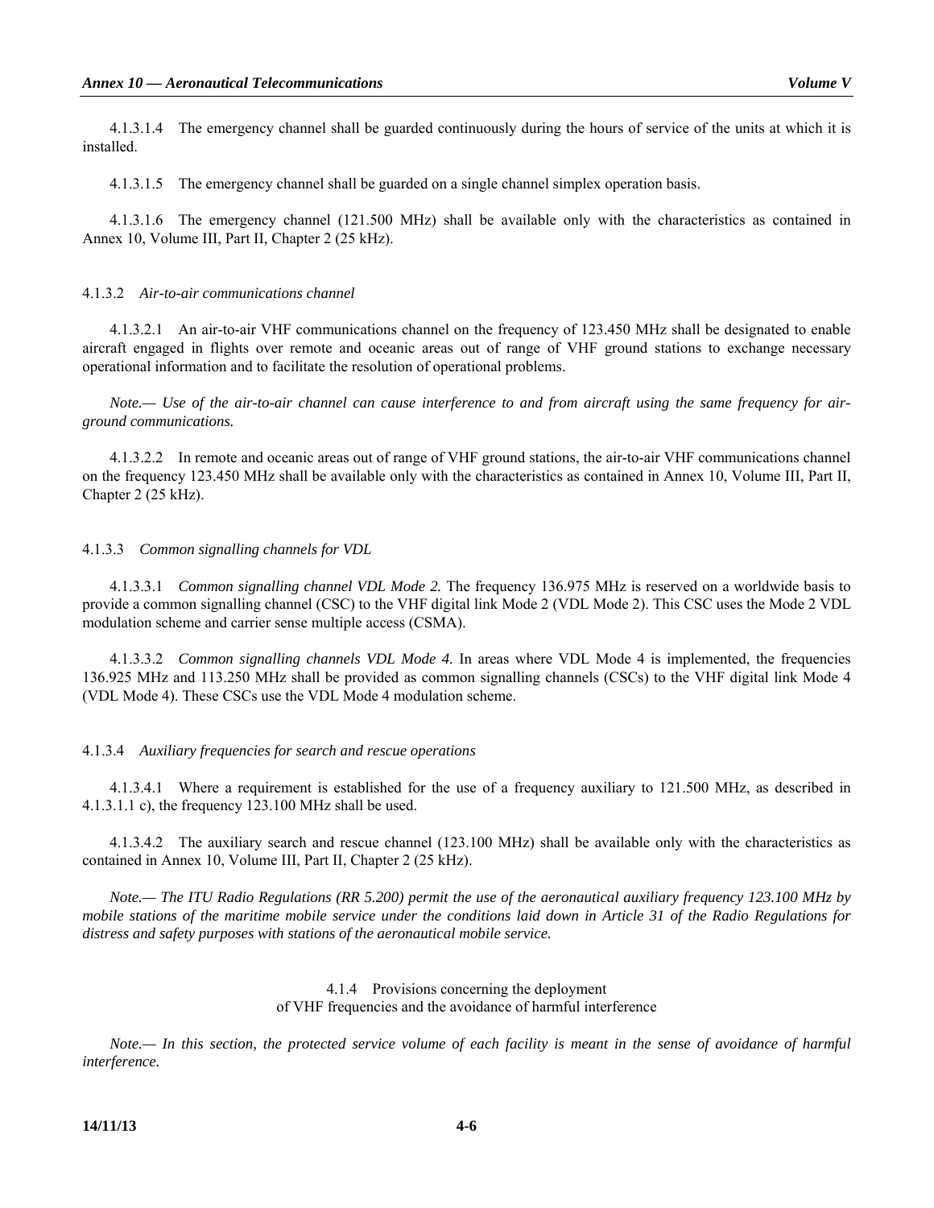4.1.3.1.4 The emergency channel shall be guarded continuously during the hours of service of the units at which it is installed.

4.1.3.1.5 The emergency channel shall be guarded on a single channel simplex operation basis.

4.1.3.1.6 The emergency channel (121.500 MHz) shall be available only with the characteristics as contained in Annex 10, Volume III, Part II, Chapter 2 (25 kHz).

4.1.3.2 *Air-to-air communications channel*

4.1.3.2.1 An air-to-air VHF communications channel on the frequency of 123.450 MHz shall be designated to enable aircraft engaged in flights over remote and oceanic areas out of range of VHF ground stations to exchange necessary operational information and to facilitate the resolution of operational problems.

*Note.— Use of the air-to-air channel can cause interference to and from aircraft using the same frequency for air-ground communications.*

4.1.3.2.2 In remote and oceanic areas out of range of VHF ground stations, the air-to-air VHF communications channel on the frequency 123.450 MHz shall be available only with the characteristics as contained in Annex 10, Volume III, Part II, Chapter 2 (25 kHz).

4.1.3.3 *Common signalling channels for VDL*

4.1.3.3.1 *Common signalling channel VDL Mode 2.* The frequency 136.975 MHz is reserved on a worldwide basis to provide a common signalling channel (CSC) to the VHF digital link Mode 2 (VDL Mode 2). This CSC uses the Mode 2 VDL modulation scheme and carrier sense multiple access (CSMA).

4.1.3.3.2 *Common signalling channels VDL Mode 4.* In areas where VDL Mode 4 is implemented, the frequencies 136.925 MHz and 113.250 MHz shall be provided as common signalling channels (CSCs) to the VHF digital link Mode 4 (VDL Mode 4). These CSCs use the VDL Mode 4 modulation scheme.

4.1.3.4 *Auxiliary frequencies for search and rescue operations*

4.1.3.4.1 Where a requirement is established for the use of a frequency auxiliary to 121.500 MHz, as described in 4.1.3.1.1 c), the frequency 123.100 MHz shall be used.

4.1.3.4.2 The auxiliary search and rescue channel (123.100 MHz) shall be available only with the characteristics as contained in Annex 10, Volume III, Part II, Chapter 2 (25 kHz).

*Note.— The ITU Radio Regulations (RR 5.200) permit the use of the aeronautical auxiliary frequency 123.100 MHz by mobile stations of the maritime mobile service under the conditions laid down in Article 31 of the Radio Regulations for distress and safety purposes with stations of the aeronautical mobile service.*

## 4.1.4 Provisions concerning the deployment of VHF frequencies and the avoidance of harmful interference

*Note.— In this section, the protected service volume of each facility is meant in the sense of avoidance of harmful interference.*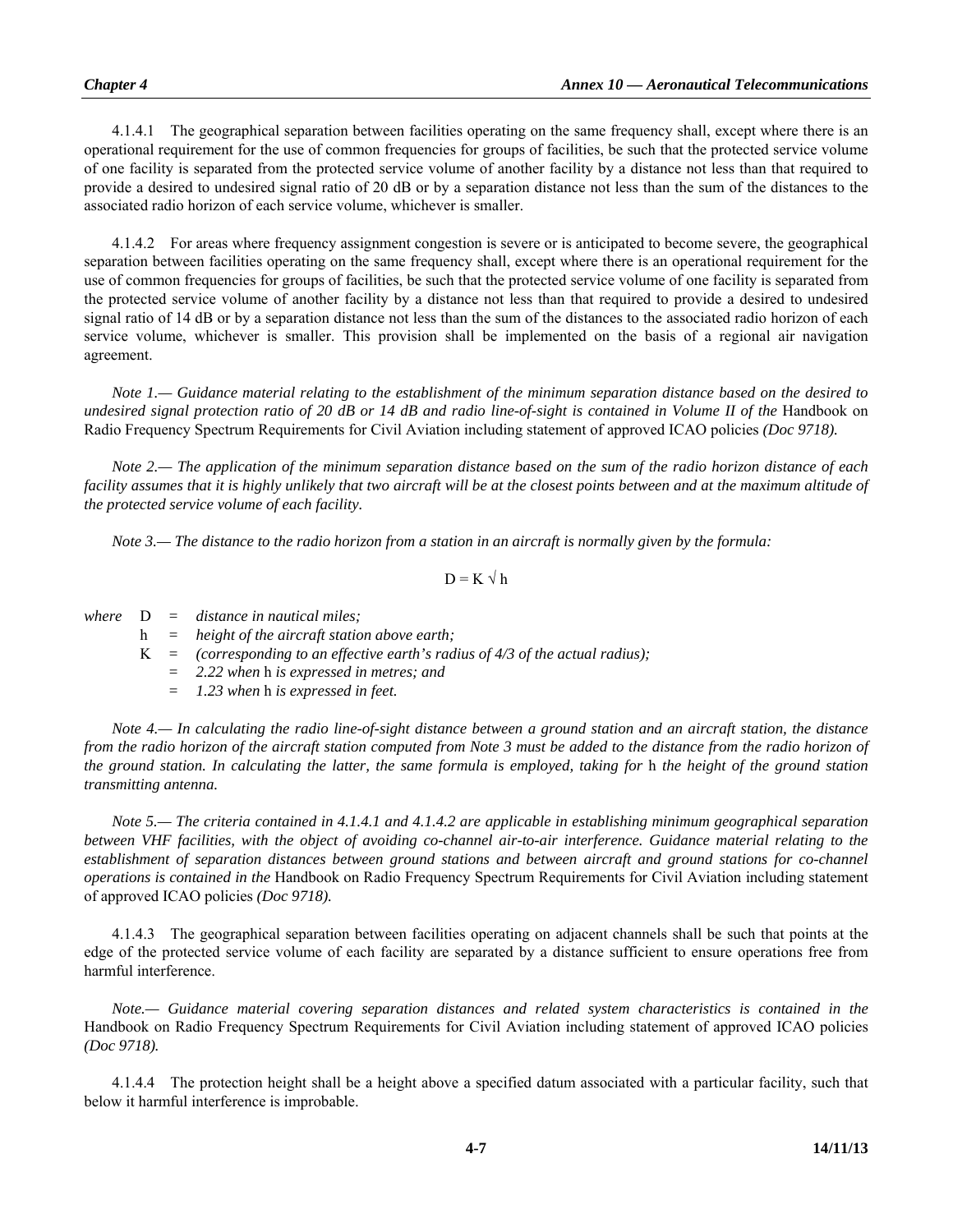4.1.4.1 The geographical separation between facilities operating on the same frequency shall, except where there is an operational requirement for the use of common frequencies for groups of facilities, be such that the protected service volume of one facility is separated from the protected service volume of another facility by a distance not less than that required to provide a desired to undesired signal ratio of 20 dB or by a separation distance not less than the sum of the distances to the associated radio horizon of each service volume, whichever is smaller.

4.1.4.2 For areas where frequency assignment congestion is severe or is anticipated to become severe, the geographical separation between facilities operating on the same frequency shall, except where there is an operational requirement for the use of common frequencies for groups of facilities, be such that the protected service volume of one facility is separated from the protected service volume of another facility by a distance not less than that required to provide a desired to undesired signal ratio of 14 dB or by a separation distance not less than the sum of the distances to the associated radio horizon of each service volume, whichever is smaller. This provision shall be implemented on the basis of a regional air navigation agreement.

*Note 1.— Guidance material relating to the establishment of the minimum separation distance based on the desired to undesired signal protection ratio of 20 dB or 14 dB and radio line-of-sight is contained in Volume II of the* Handbook on Radio Frequency Spectrum Requirements for Civil Aviation including statement of approved ICAO policies *(Doc 9718).*

*Note 2.— The application of the minimum separation distance based on the sum of the radio horizon distance of each facility assumes that it is highly unlikely that two aircraft will be at the closest points between and at the maximum altitude of the protected service volume of each facility.*

*Note 3.— The distance to the radio horizon from a station in an aircraft is normally given by the formula:*

$$D = K \sqrt{h}$$

*where* $D$ = *distance in nautical miles;*

$h$ = *height of the aircraft station above earth;*

$K$ = *(corresponding to an effective earth's radius of 4/3 of the actual radius);*

= *2.22 when* h *is expressed in metres; and*

= *1.23 when* h *is expressed in feet.*

*Note 4.— In calculating the radio line-of-sight distance between a ground station and an aircraft station, the distance from the radio horizon of the aircraft station computed from Note 3 must be added to the distance from the radio horizon of the ground station. In calculating the latter, the same formula is employed, taking for* h *the height of the ground station transmitting antenna.*

*Note 5.— The criteria contained in 4.1.4.1 and 4.1.4.2 are applicable in establishing minimum geographical separation between VHF facilities, with the object of avoiding co-channel air-to-air interference. Guidance material relating to the establishment of separation distances between ground stations and between aircraft and ground stations for co-channel operations is contained in the* Handbook on Radio Frequency Spectrum Requirements for Civil Aviation including statement of approved ICAO policies *(Doc 9718).*

4.1.4.3 The geographical separation between facilities operating on adjacent channels shall be such that points at the edge of the protected service volume of each facility are separated by a distance sufficient to ensure operations free from harmful interference.

*Note.— Guidance material covering separation distances and related system characteristics is contained in the* Handbook on Radio Frequency Spectrum Requirements for Civil Aviation including statement of approved ICAO policies *(Doc 9718).*

4.1.4.4 The protection height shall be a height above a specified datum associated with a particular facility, such that below it harmful interference is improbable.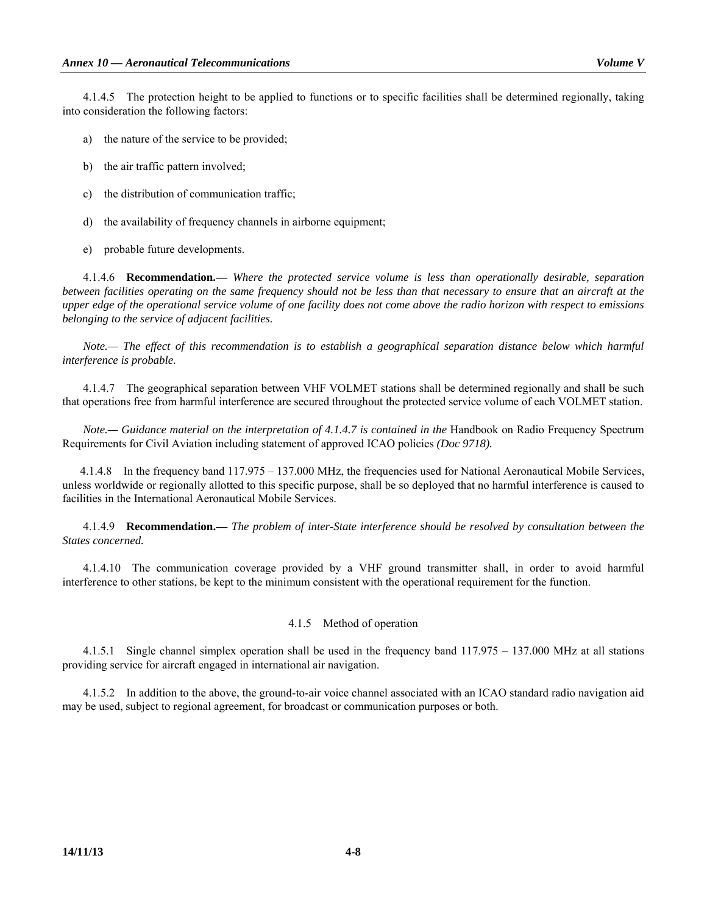4.1.4.5 The protection height to be applied to functions or to specific facilities shall be determined regionally, taking into consideration the following factors:

a) the nature of the service to be provided;

b) the air traffic pattern involved;

c) the distribution of communication traffic;

d) the availability of frequency channels in airborne equipment;

e) probable future developments.

4.1.4.6 **Recommendation.—** *Where the protected service volume is less than operationally desirable, separation between facilities operating on the same frequency should not be less than that necessary to ensure that an aircraft at the upper edge of the operational service volume of one facility does not come above the radio horizon with respect to emissions belonging to the service of adjacent facilities.*

*Note.— The effect of this recommendation is to establish a geographical separation distance below which harmful interference is probable.*

4.1.4.7 The geographical separation between VHF VOLMET stations shall be determined regionally and shall be such that operations free from harmful interference are secured throughout the protected service volume of each VOLMET station.

*Note.— Guidance material on the interpretation of 4.1.4.7 is contained in the* Handbook on Radio Frequency Spectrum Requirements for Civil Aviation including statement of approved ICAO policies *(Doc 9718).*

4.1.4.8 In the frequency band 117.975 – 137.000 MHz, the frequencies used for National Aeronautical Mobile Services, unless worldwide or regionally allotted to this specific purpose, shall be so deployed that no harmful interference is caused to facilities in the International Aeronautical Mobile Services.

4.1.4.9 **Recommendation.—** *The problem of inter-State interference should be resolved by consultation between the States concerned.*

4.1.4.10 The communication coverage provided by a VHF ground transmitter shall, in order to avoid harmful interference to other stations, be kept to the minimum consistent with the operational requirement for the function.

### 4.1.5 Method of operation

4.1.5.1 Single channel simplex operation shall be used in the frequency band 117.975 – 137.000 MHz at all stations providing service for aircraft engaged in international air navigation.

4.1.5.2 In addition to the above, the ground-to-air voice channel associated with an ICAO standard radio navigation aid may be used, subject to regional agreement, for broadcast or communication purposes or both.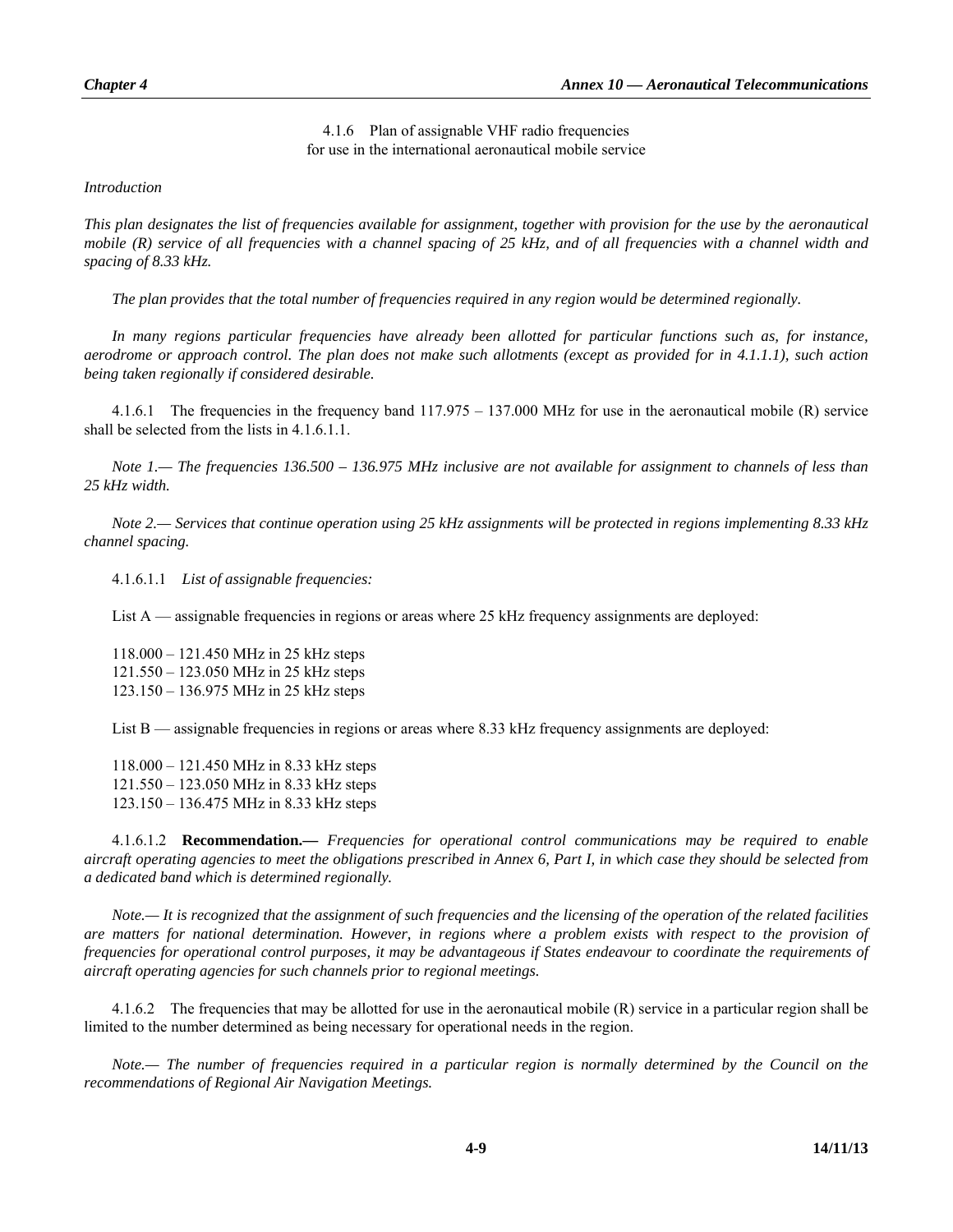### 4.1.6 Plan of assignable VHF radio frequencies for use in the international aeronautical mobile service

*Introduction*

*This plan designates the list of frequencies available for assignment, together with provision for the use by the aeronautical mobile (R) service of all frequencies with a channel spacing of 25 kHz, and of all frequencies with a channel width and spacing of 8.33 kHz.*

*The plan provides that the total number of frequencies required in any region would be determined regionally.*

*In many regions particular frequencies have already been allotted for particular functions such as, for instance, aerodrome or approach control. The plan does not make such allotments (except as provided for in 4.1.1.1), such action being taken regionally if considered desirable.*

4.1.6.1 The frequencies in the frequency band 117.975 – 137.000 MHz for use in the aeronautical mobile (R) service shall be selected from the lists in 4.1.6.1.1.

*Note 1.— The frequencies 136.500 – 136.975 MHz inclusive are not available for assignment to channels of less than 25 kHz width.*

*Note 2.— Services that continue operation using 25 kHz assignments will be protected in regions implementing 8.33 kHz channel spacing.*

4.1.6.1.1 *List of assignable frequencies:*

List A — assignable frequencies in regions or areas where 25 kHz frequency assignments are deployed:

118.000 – 121.450 MHz in 25 kHz steps
121.550 – 123.050 MHz in 25 kHz steps
123.150 – 136.975 MHz in 25 kHz steps

List B — assignable frequencies in regions or areas where 8.33 kHz frequency assignments are deployed:

118.000 – 121.450 MHz in 8.33 kHz steps
121.550 – 123.050 MHz in 8.33 kHz steps
123.150 – 136.475 MHz in 8.33 kHz steps

4.1.6.1.2 **Recommendation.—** *Frequencies for operational control communications may be required to enable aircraft operating agencies to meet the obligations prescribed in Annex 6, Part I, in which case they should be selected from a dedicated band which is determined regionally.*

*Note.— It is recognized that the assignment of such frequencies and the licensing of the operation of the related facilities are matters for national determination. However, in regions where a problem exists with respect to the provision of frequencies for operational control purposes, it may be advantageous if States endeavour to coordinate the requirements of aircraft operating agencies for such channels prior to regional meetings.*

4.1.6.2 The frequencies that may be allotted for use in the aeronautical mobile (R) service in a particular region shall be limited to the number determined as being necessary for operational needs in the region.

*Note.— The number of frequencies required in a particular region is normally determined by the Council on the recommendations of Regional Air Navigation Meetings.*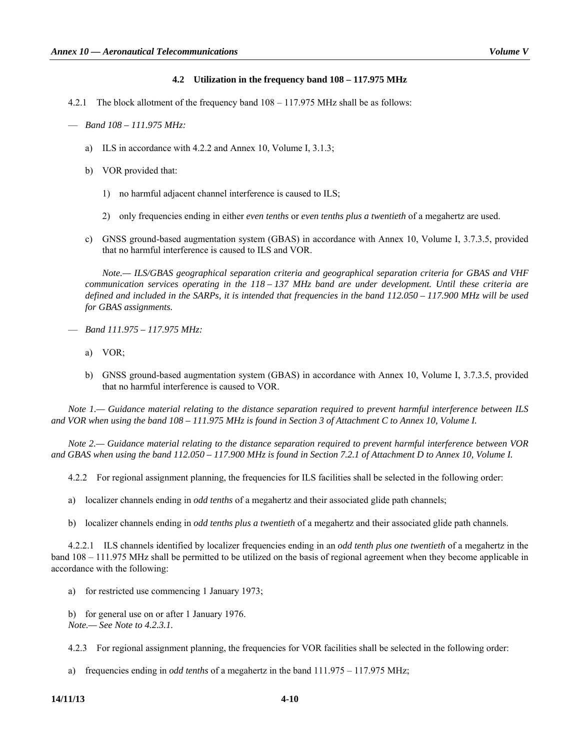### 4.2 Utilization in the frequency band 108 – 117.975 MHz

4.2.1 The block allotment of the frequency band 108 – 117.975 MHz shall be as follows:

— *Band 108 – 111.975 MHz:*

a) ILS in accordance with 4.2.2 and Annex 10, Volume I, 3.1.3;

b) VOR provided that:

1) no harmful adjacent channel interference is caused to ILS;

2) only frequencies ending in either *even tenths* or *even tenths plus a twentieth* of a megahertz are used.

c) GNSS ground-based augmentation system (GBAS) in accordance with Annex 10, Volume I, 3.7.3.5, provided that no harmful interference is caused to ILS and VOR.

*Note.— ILS/GBAS geographical separation criteria and geographical separation criteria for GBAS and VHF communication services operating in the 118 – 137 MHz band are under development. Until these criteria are defined and included in the SARPs, it is intended that frequencies in the band 112.050 – 117.900 MHz will be used for GBAS assignments.*

— *Band 111.975 – 117.975 MHz:*

a) VOR;

b) GNSS ground-based augmentation system (GBAS) in accordance with Annex 10, Volume I, 3.7.3.5, provided that no harmful interference is caused to VOR.

*Note 1.— Guidance material relating to the distance separation required to prevent harmful interference between ILS and VOR when using the band 108 – 111.975 MHz is found in Section 3 of Attachment C to Annex 10, Volume I.*

*Note 2.— Guidance material relating to the distance separation required to prevent harmful interference between VOR and GBAS when using the band 112.050 – 117.900 MHz is found in Section 7.2.1 of Attachment D to Annex 10, Volume I.*

4.2.2 For regional assignment planning, the frequencies for ILS facilities shall be selected in the following order:

a) localizer channels ending in *odd tenths* of a megahertz and their associated glide path channels;

b) localizer channels ending in *odd tenths plus a twentieth* of a megahertz and their associated glide path channels.

4.2.2.1 ILS channels identified by localizer frequencies ending in an *odd tenth plus one twentieth* of a megahertz in the band 108 – 111.975 MHz shall be permitted to be utilized on the basis of regional agreement when they become applicable in accordance with the following:

a) for restricted use commencing 1 January 1973;

b) for general use on or after 1 January 1976.

*Note.— See Note to 4.2.3.1.*

4.2.3 For regional assignment planning, the frequencies for VOR facilities shall be selected in the following order:

a) frequencies ending in *odd tenths* of a megahertz in the band 111.975 – 117.975 MHz;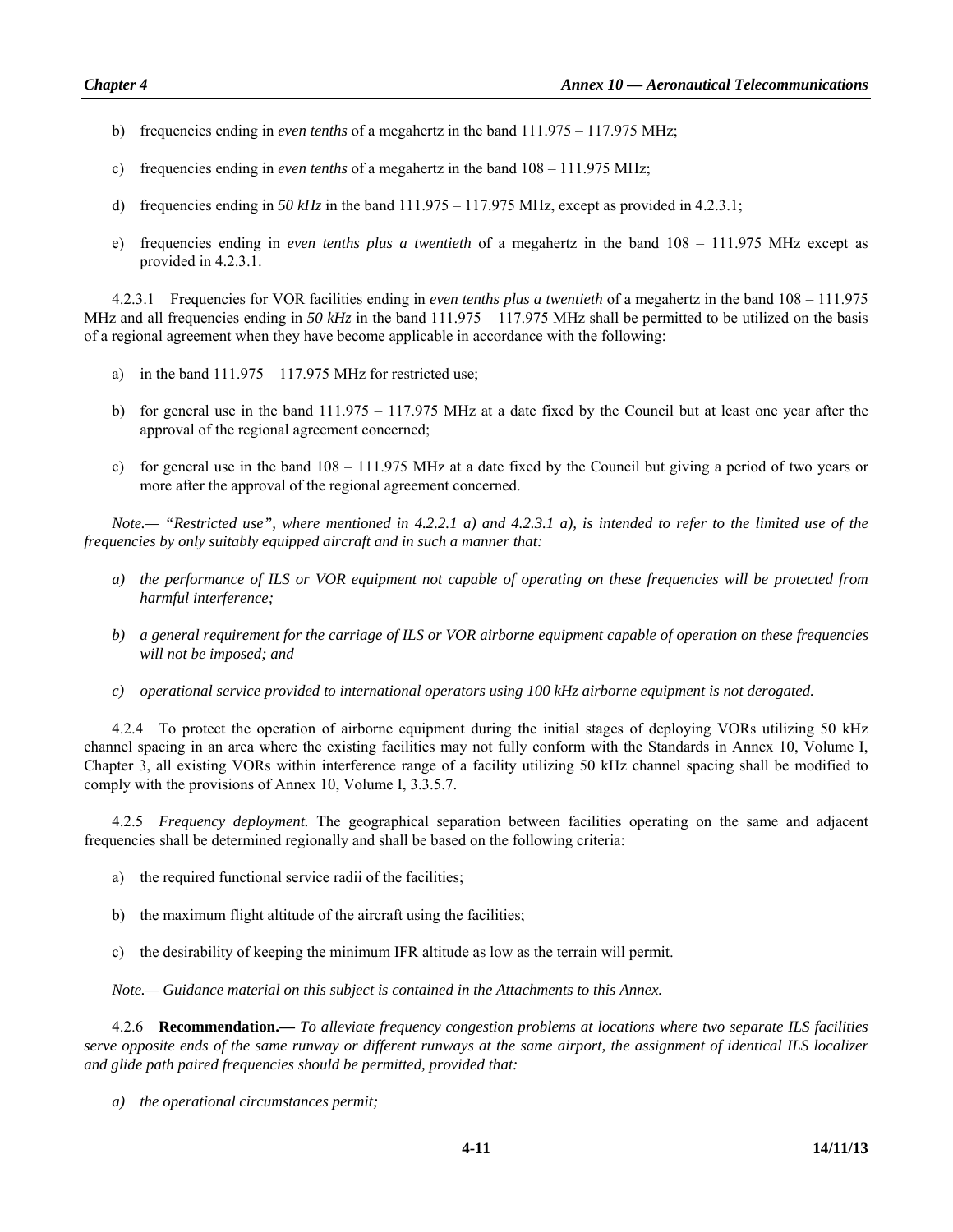b) frequencies ending in *even tenths* of a megahertz in the band 111.975 – 117.975 MHz;

c) frequencies ending in *even tenths* of a megahertz in the band 108 – 111.975 MHz;

d) frequencies ending in *50 kHz* in the band 111.975 – 117.975 MHz, except as provided in 4.2.3.1;

e) frequencies ending in *even tenths plus a twentieth* of a megahertz in the band 108 – 111.975 MHz except as provided in 4.2.3.1.

4.2.3.1 Frequencies for VOR facilities ending in *even tenths plus a twentieth* of a megahertz in the band 108 – 111.975 MHz and all frequencies ending in *50 kHz* in the band 111.975 – 117.975 MHz shall be permitted to be utilized on the basis of a regional agreement when they have become applicable in accordance with the following:

a) in the band 111.975 – 117.975 MHz for restricted use;

b) for general use in the band 111.975 – 117.975 MHz at a date fixed by the Council but at least one year after the approval of the regional agreement concerned;

c) for general use in the band 108 – 111.975 MHz at a date fixed by the Council but giving a period of two years or more after the approval of the regional agreement concerned.

*Note.— "Restricted use", where mentioned in 4.2.2.1 a) and 4.2.3.1 a), is intended to refer to the limited use of the frequencies by only suitably equipped aircraft and in such a manner that:*

*a) the performance of ILS or VOR equipment not capable of operating on these frequencies will be protected from harmful interference;*

*b) a general requirement for the carriage of ILS or VOR airborne equipment capable of operation on these frequencies will not be imposed; and*

*c) operational service provided to international operators using 100 kHz airborne equipment is not derogated.*

4.2.4 To protect the operation of airborne equipment during the initial stages of deploying VORs utilizing 50 kHz channel spacing in an area where the existing facilities may not fully conform with the Standards in Annex 10, Volume I, Chapter 3, all existing VORs within interference range of a facility utilizing 50 kHz channel spacing shall be modified to comply with the provisions of Annex 10, Volume I, 3.3.5.7.

4.2.5 *Frequency deployment.* The geographical separation between facilities operating on the same and adjacent frequencies shall be determined regionally and shall be based on the following criteria:

a) the required functional service radii of the facilities;

b) the maximum flight altitude of the aircraft using the facilities;

c) the desirability of keeping the minimum IFR altitude as low as the terrain will permit.

*Note.— Guidance material on this subject is contained in the Attachments to this Annex.*

4.2.6 **Recommendation.—** *To alleviate frequency congestion problems at locations where two separate ILS facilities serve opposite ends of the same runway or different runways at the same airport, the assignment of identical ILS localizer and glide path paired frequencies should be permitted, provided that:*

*a) the operational circumstances permit;*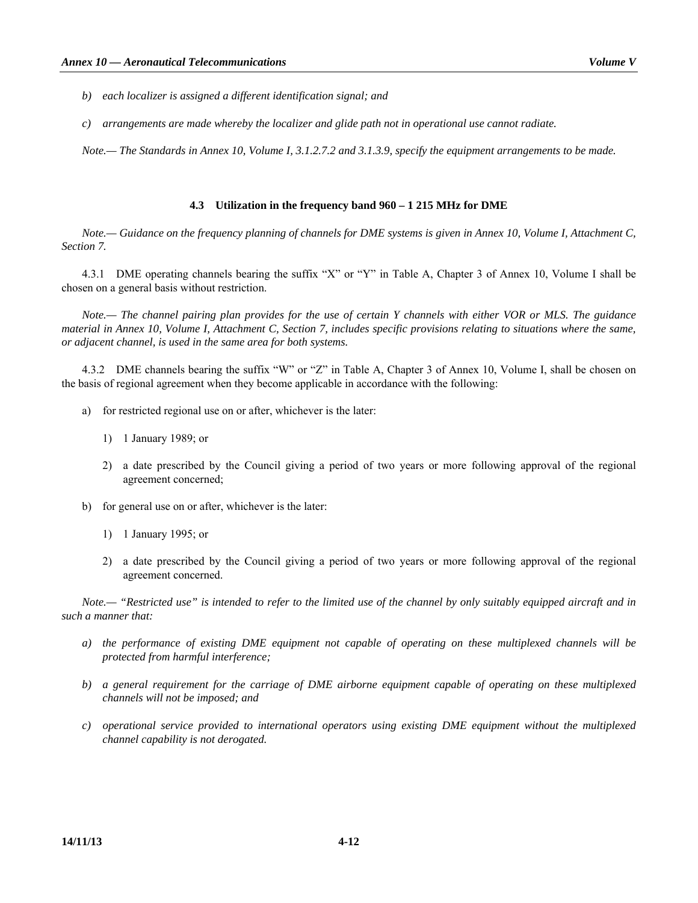*b) each localizer is assigned a different identification signal; and*

*c) arrangements are made whereby the localizer and glide path not in operational use cannot radiate.*

*Note.— The Standards in Annex 10, Volume I, 3.1.2.7.2 and 3.1.3.9, specify the equipment arrangements to be made.*

### 4.3 Utilization in the frequency band 960 – 1 215 MHz for DME

*Note.— Guidance on the frequency planning of channels for DME systems is given in Annex 10, Volume I, Attachment C, Section 7.*

4.3.1 DME operating channels bearing the suffix "X" or "Y" in Table A, Chapter 3 of Annex 10, Volume I shall be chosen on a general basis without restriction.

*Note.— The channel pairing plan provides for the use of certain Y channels with either VOR or MLS. The guidance material in Annex 10, Volume I, Attachment C, Section 7, includes specific provisions relating to situations where the same, or adjacent channel, is used in the same area for both systems.*

4.3.2 DME channels bearing the suffix "W" or "Z" in Table A, Chapter 3 of Annex 10, Volume I, shall be chosen on the basis of regional agreement when they become applicable in accordance with the following:

a) for restricted regional use on or after, whichever is the later:

   1) 1 January 1989; or

   2) a date prescribed by the Council giving a period of two years or more following approval of the regional agreement concerned;

b) for general use on or after, whichever is the later:

   1) 1 January 1995; or

   2) a date prescribed by the Council giving a period of two years or more following approval of the regional agreement concerned.

*Note.— "Restricted use" is intended to refer to the limited use of the channel by only suitably equipped aircraft and in such a manner that:*

*a) the performance of existing DME equipment not capable of operating on these multiplexed channels will be protected from harmful interference;*

*b) a general requirement for the carriage of DME airborne equipment capable of operating on these multiplexed channels will not be imposed; and*

*c) operational service provided to international operators using existing DME equipment without the multiplexed channel capability is not derogated.*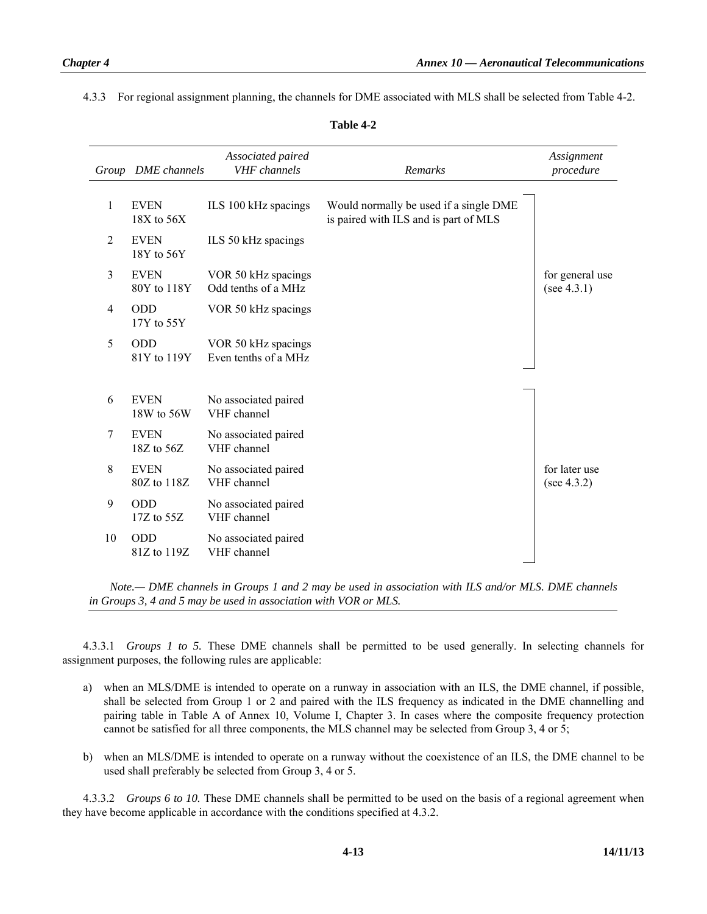4.3.3 For regional assignment planning, the channels for DME associated with MLS shall be selected from Table 4-2.

**Table 4-2**

| Group | DME channels | Associated paired VHF channels | Remarks | Assignment procedure |
|---|---|---|---|---|
| 1 | EVEN 18X to 56X | ILS 100 kHz spacings | Would normally be used if a single DME is paired with ILS and is part of MLS | for general use (see 4.3.1) |
| 2 | EVEN 18Y to 56Y | ILS 50 kHz spacings | | |
| 3 | EVEN 80Y to 118Y | VOR 50 kHz spacings Odd tenths of a MHz | | |
| 4 | ODD 17Y to 55Y | VOR 50 kHz spacings | | |
| 5 | ODD 81Y to 119Y | VOR 50 kHz spacings Even tenths of a MHz | | |
| 6 | EVEN 18W to 56W | No associated paired VHF channel | | for later use (see 4.3.2) |
| 7 | EVEN 18Z to 56Z | No associated paired VHF channel | | |
| 8 | EVEN 80Z to 118Z | No associated paired VHF channel | | |
| 9 | ODD 17Z to 55Z | No associated paired VHF channel | | |
| 10 | ODD 81Z to 119Z | No associated paired VHF channel | | |

*Note.— DME channels in Groups 1 and 2 may be used in association with ILS and/or MLS. DME channels in Groups 3, 4 and 5 may be used in association with VOR or MLS.*

4.3.3.1 *Groups 1 to 5.* These DME channels shall be permitted to be used generally. In selecting channels for assignment purposes, the following rules are applicable:

a) when an MLS/DME is intended to operate on a runway in association with an ILS, the DME channel, if possible, shall be selected from Group 1 or 2 and paired with the ILS frequency as indicated in the DME channelling and pairing table in Table A of Annex 10, Volume I, Chapter 3. In cases where the composite frequency protection cannot be satisfied for all three components, the MLS channel may be selected from Group 3, 4 or 5;

b) when an MLS/DME is intended to operate on a runway without the coexistence of an ILS, the DME channel to be used shall preferably be selected from Group 3, 4 or 5.

4.3.3.2 *Groups 6 to 10.* These DME channels shall be permitted to be used on the basis of a regional agreement when they have become applicable in accordance with the conditions specified at 4.3.2.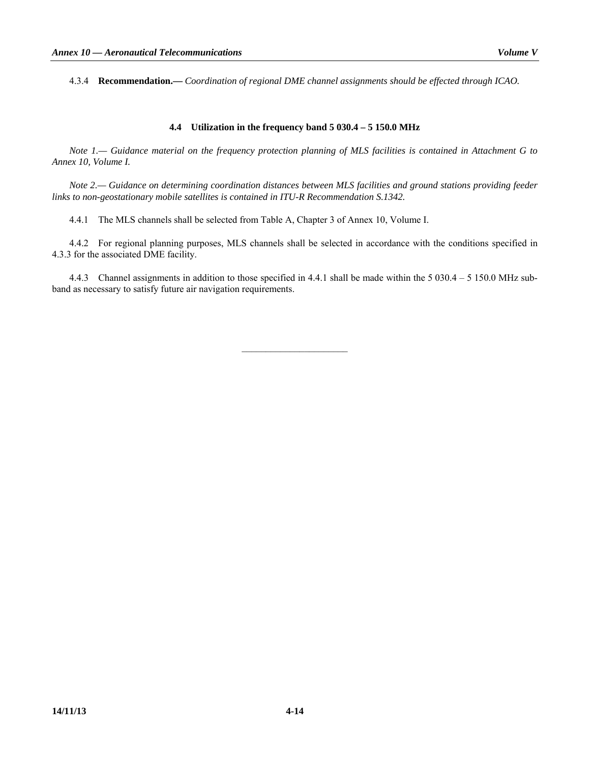4.3.4 **Recommendation.—** *Coordination of regional DME channel assignments should be effected through ICAO.*

### 4.4 Utilization in the frequency band 5 030.4 – 5 150.0 MHz

*Note 1.— Guidance material on the frequency protection planning of MLS facilities is contained in Attachment G to Annex 10, Volume I.*

*Note 2.— Guidance on determining coordination distances between MLS facilities and ground stations providing feeder links to non-geostationary mobile satellites is contained in ITU-R Recommendation S.1342.*

4.4.1 The MLS channels shall be selected from Table A, Chapter 3 of Annex 10, Volume I.

4.4.2 For regional planning purposes, MLS channels shall be selected in accordance with the conditions specified in 4.3.3 for the associated DME facility.

4.4.3 Channel assignments in addition to those specified in 4.4.1 shall be made within the 5 030.4 – 5 150.0 MHz sub-band as necessary to satisfy future air navigation requirements.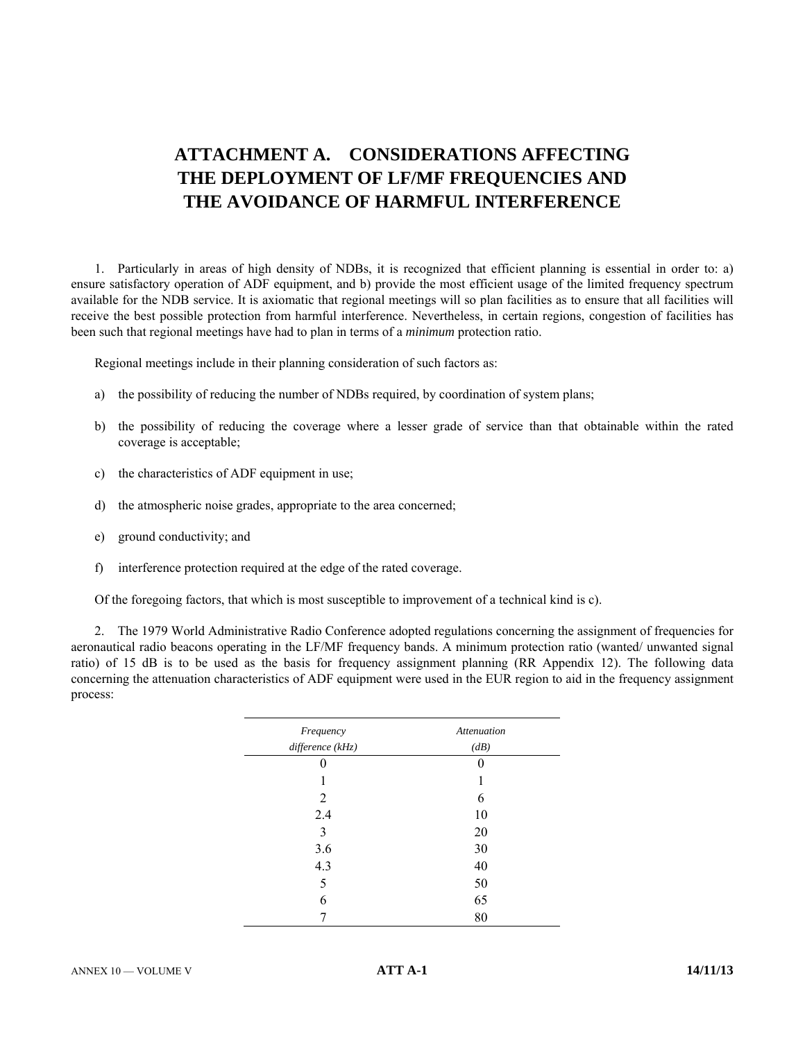# ATTACHMENT A. CONSIDERATIONS AFFECTING THE DEPLOYMENT OF LF/MF FREQUENCIES AND THE AVOIDANCE OF HARMFUL INTERFERENCE

1. Particularly in areas of high density of NDBs, it is recognized that efficient planning is essential in order to: a) ensure satisfactory operation of ADF equipment, and b) provide the most efficient usage of the limited frequency spectrum available for the NDB service. It is axiomatic that regional meetings will so plan facilities as to ensure that all facilities will receive the best possible protection from harmful interference. Nevertheless, in certain regions, congestion of facilities has been such that regional meetings have had to plan in terms of a *minimum* protection ratio.

Regional meetings include in their planning consideration of such factors as:

a) the possibility of reducing the number of NDBs required, by coordination of system plans;

b) the possibility of reducing the coverage where a lesser grade of service than that obtainable within the rated coverage is acceptable;

c) the characteristics of ADF equipment in use;

d) the atmospheric noise grades, appropriate to the area concerned;

e) ground conductivity; and

f) interference protection required at the edge of the rated coverage.

Of the foregoing factors, that which is most susceptible to improvement of a technical kind is c).

2. The 1979 World Administrative Radio Conference adopted regulations concerning the assignment of frequencies for aeronautical radio beacons operating in the LF/MF frequency bands. A minimum protection ratio (wanted/ unwanted signal ratio) of 15 dB is to be used as the basis for frequency assignment planning (RR Appendix 12). The following data concerning the attenuation characteristics of ADF equipment were used in the EUR region to aid in the frequency assignment process:

| *Frequency difference (kHz)* | *Attenuation (dB)* |
|---|---|
| 0 | 0 |
| 1 | 1 |
| 2 | 6 |
| 2.4 | 10 |
| 3 | 20 |
| 3.6 | 30 |
| 4.3 | 40 |
| 5 | 50 |
| 6 | 65 |
| 7 | 80 |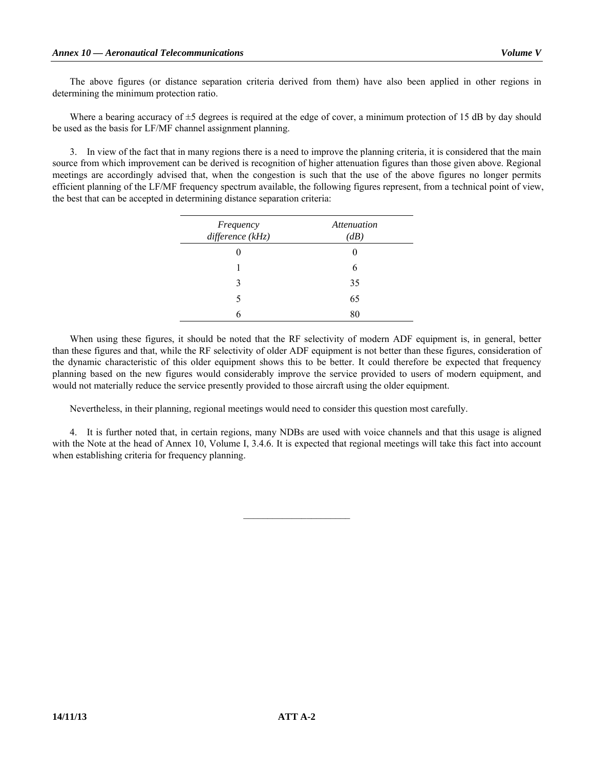The above figures (or distance separation criteria derived from them) have also been applied in other regions in determining the minimum protection ratio.

Where a bearing accuracy of ±5 degrees is required at the edge of cover, a minimum protection of 15 dB by day should be used as the basis for LF/MF channel assignment planning.

3. In view of the fact that in many regions there is a need to improve the planning criteria, it is considered that the main source from which improvement can be derived is recognition of higher attenuation figures than those given above. Regional meetings are accordingly advised that, when the congestion is such that the use of the above figures no longer permits efficient planning of the LF/MF frequency spectrum available, the following figures represent, from a technical point of view, the best that can be accepted in determining distance separation criteria:

| *Frequency difference (kHz)* | *Attenuation (dB)* |
|---|---|
| 0 | 0 |
| 1 | 6 |
| 3 | 35 |
| 5 | 65 |
| 6 | 80 |

When using these figures, it should be noted that the RF selectivity of modern ADF equipment is, in general, better than these figures and that, while the RF selectivity of older ADF equipment is not better than these figures, consideration of the dynamic characteristic of this older equipment shows this to be better. It could therefore be expected that frequency planning based on the new figures would considerably improve the service provided to users of modern equipment, and would not materially reduce the service presently provided to those aircraft using the older equipment.

Nevertheless, in their planning, regional meetings would need to consider this question most carefully.

4. It is further noted that, in certain regions, many NDBs are used with voice channels and that this usage is aligned with the Note at the head of Annex 10, Volume I, 3.4.6. It is expected that regional meetings will take this fact into account when establishing criteria for frequency planning.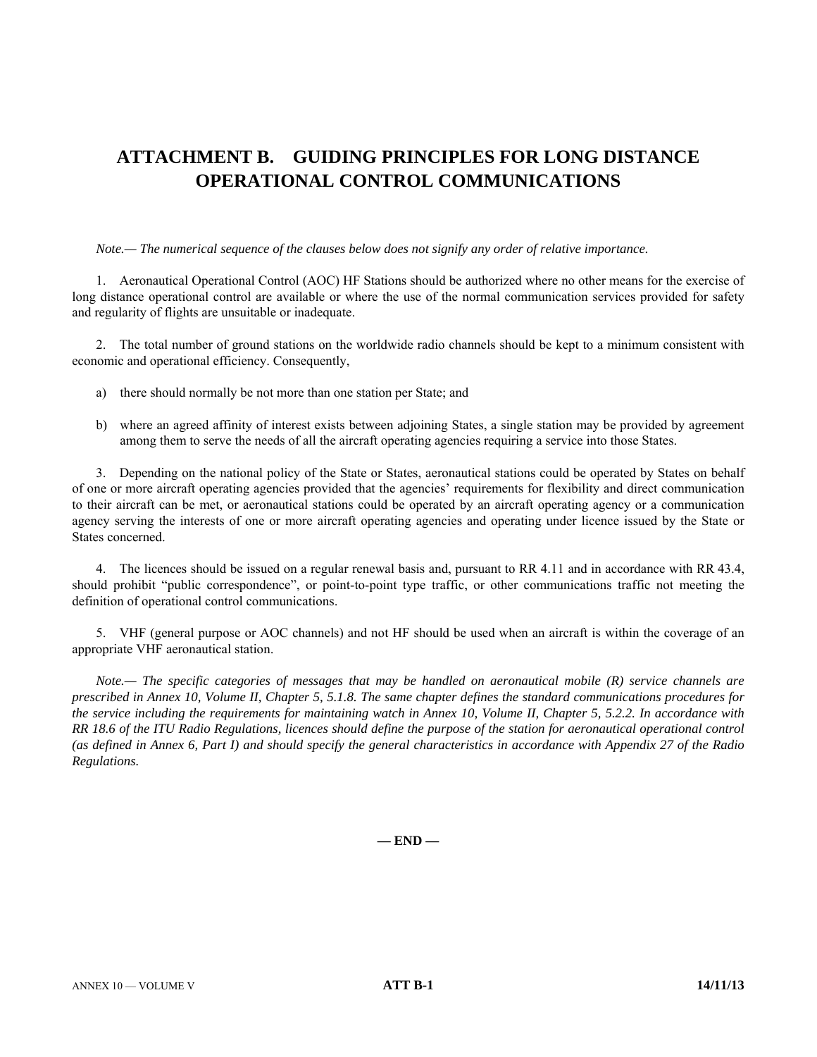# ATTACHMENT B. GUIDING PRINCIPLES FOR LONG DISTANCE OPERATIONAL CONTROL COMMUNICATIONS

*Note.— The numerical sequence of the clauses below does not signify any order of relative importance.*

1. Aeronautical Operational Control (AOC) HF Stations should be authorized where no other means for the exercise of long distance operational control are available or where the use of the normal communication services provided for safety and regularity of flights are unsuitable or inadequate.

2. The total number of ground stations on the worldwide radio channels should be kept to a minimum consistent with economic and operational efficiency. Consequently,

   a) there should normally be not more than one station per State; and

   b) where an agreed affinity of interest exists between adjoining States, a single station may be provided by agreement among them to serve the needs of all the aircraft operating agencies requiring a service into those States.

3. Depending on the national policy of the State or States, aeronautical stations could be operated by States on behalf of one or more aircraft operating agencies provided that the agencies' requirements for flexibility and direct communication to their aircraft can be met, or aeronautical stations could be operated by an aircraft operating agency or a communication agency serving the interests of one or more aircraft operating agencies and operating under licence issued by the State or States concerned.

4. The licences should be issued on a regular renewal basis and, pursuant to RR 4.11 and in accordance with RR 43.4, should prohibit "public correspondence", or point-to-point type traffic, or other communications traffic not meeting the definition of operational control communications.

5. VHF (general purpose or AOC channels) and not HF should be used when an aircraft is within the coverage of an appropriate VHF aeronautical station.

*Note.— The specific categories of messages that may be handled on aeronautical mobile (R) service channels are prescribed in Annex 10, Volume II, Chapter 5, 5.1.8. The same chapter defines the standard communications procedures for the service including the requirements for maintaining watch in Annex 10, Volume II, Chapter 5, 5.2.2. In accordance with RR 18.6 of the ITU Radio Regulations, licences should define the purpose of the station for aeronautical operational control (as defined in Annex 6, Part I) and should specify the general characteristics in accordance with Appendix 27 of the Radio Regulations.*

**— END —**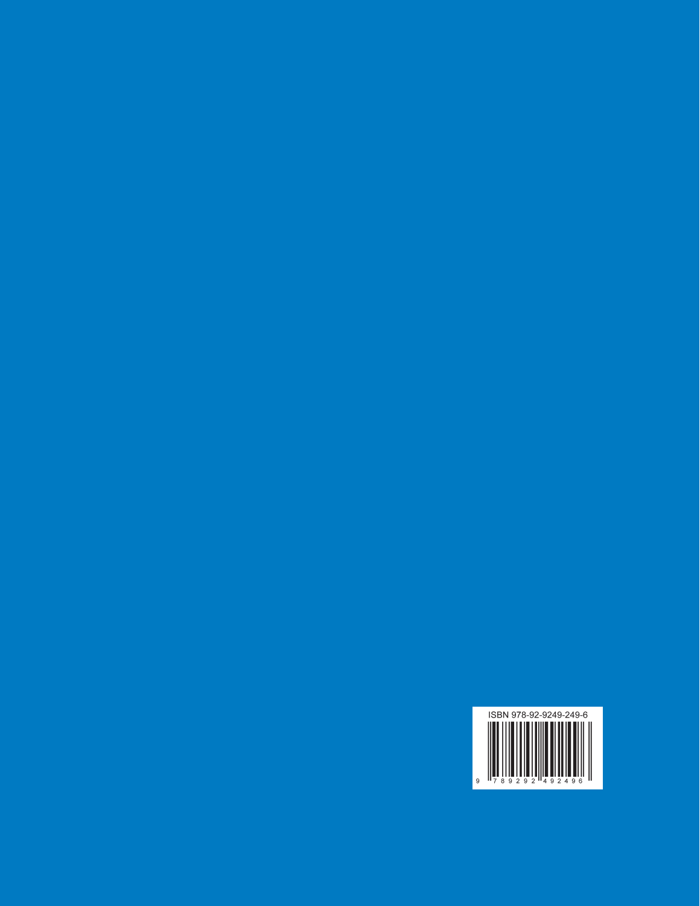ISBN 978-92-9249-249-6

9 789292 492496